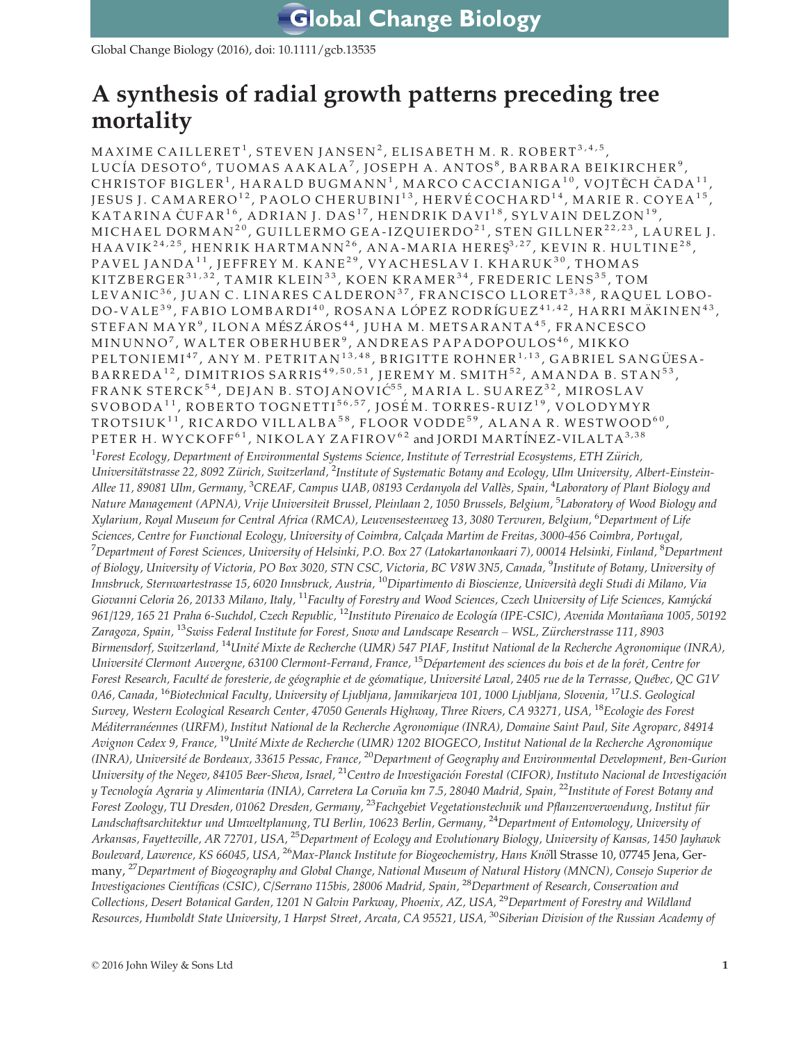Global Change Biology (2016), doi: 10.1111/gcb.13535

# A synthesis of radial growth patterns preceding tree mortality

MAXIME CAILLERET[1], STEVEN JANSEN[2], ELISABETH M. R. ROBERT[3,4,5], LUCÍA DESOTO[6], TUOMAS AAKALA[7], JOSEPH A. ANTOS[8], BARBARA BEIKIRCHER[9], CHRISTOF BIGLER[1], HARALD BUGMANN[1], MARCO CACCIANIGA[10], VOJTĚCH ČADA[11], JESUS J. CAMARERO[12], PAOLO CHERUBINI[13], HERVÉ COCHARD[14], MARIE R. COYEA[15], KATARINA ČUFAR[16], ADRIAN J. DAS[17], HENDRIK DAVI[18], SYLVAIN DELZON[19], MICHAEL DORMAN[20], GUILLERMO GEA-IZQUIERDO[21], STEN GILLNER[22,23], LAUREL J. HAAVIK[24,25], HENRIK HARTMANN[26], ANA-MARIA HEREŞ[3,27], KEVIN R. HULTINE[28], PAVEL JANDA[11], JEFFREY M. KANE[29], VYACHESLAV I. KHARUK[30], THOMAS KITZBERGER[31,32], TAMIR KLEIN[33], KOEN KRAMER[34], FREDERIC LENS[35], TOM LEVANIC[36], JUAN C. LINARES CALDERON[37], FRANCISCO LLORET[3,38], RAQUEL LOBO-DO-VALE[39], FABIO LOMBARDI[40], ROSANA LÓPEZ RODRÍGUEZ[41,42], HARRI MÄKINEN[43], STEFAN MAYR[9], ILONA MÉSZÁROS[44], JUHA M. METSARANTA[45], FRANCESCO MINUNNO[7], WALTER OBERHUBER[9], ANDREAS PAPADOPOULOS[46], MIKKO PELTONIEMI[47], ANY M. PETRITAN[13,48], BRIGITTE ROHNER[1,13], GABRIEL SANGÜESA-BARREDA[12], DIMITRIOS SARRIS[49,50,51], JEREMY M. SMITH[52], AMANDA B. STAN[53], FRANK STERCK[54], DEJAN B. STOJANOVIĆ[55], MARIA L. SUAREZ[32], MIROSLAV SVOBODA[11], ROBERTO TOGNETTI[56,57], JOSÉ M. TORRES-RUIZ[19], VOLODYMYR TROTSIUK[11], RICARDO VILLALBA[58], FLOOR VODDE[59], ALANA R. WESTWOOD[60], PETER H. WYCKOFF[61], NIKOLAY ZAFIROV[62] and JORDI MARTÍNEZ-VILALTA[3,38]

[1]*Forest Ecology, Department of Environmental Systems Science, Institute of Terrestrial Ecosystems, ETH Zürich, Universitätstrasse 22, 8092 Zürich, Switzerland,* [2]*Institute of Systematic Botany and Ecology, Ulm University, Albert-Einstein-Allee 11, 89081 Ulm, Germany,* [3]*CREAF, Campus UAB, 08193 Cerdanyola del Vallès, Spain,* [4]*Laboratory of Plant Biology and Nature Management (APNA), Vrije Universiteit Brussel, Pleinlaan 2, 1050 Brussels, Belgium,* [5]*Laboratory of Wood Biology and Xylarium, Royal Museum for Central Africa (RMCA), Leuvensesteenweg 13, 3080 Tervuren, Belgium,* [6]*Department of Life Sciences, Centre for Functional Ecology, University of Coimbra, Calçada Martim de Freitas, 3000-456 Coimbra, Portugal,* [7]*Department of Forest Sciences, University of Helsinki, P.O. Box 27 (Latokartanonkaari 7), 00014 Helsinki, Finland,* [8]*Department of Biology, University of Victoria, PO Box 3020, STN CSC, Victoria, BC V8W 3N5, Canada,* [9]*Institute of Botany, University of Innsbruck, Sternwartestrasse 15, 6020 Innsbruck, Austria,* [10]*Dipartimento di Bioscienze, Università degli Studi di Milano, Via Giovanni Celoria 26, 20133 Milano, Italy,* [11]*Faculty of Forestry and Wood Sciences, Czech University of Life Sciences, Kamýcká 961/129, 165 21 Praha 6-Suchdol, Czech Republic,* [12]*Instituto Pirenaico de Ecología (IPE-CSIC), Avenida Montañana 1005, 50192 Zaragoza, Spain,* [13]*Swiss Federal Institute for Forest, Snow and Landscape Research – WSL, Zürcherstrasse 111, 8903 Birmensdorf, Switzerland,* [14]*Unité Mixte de Recherche (UMR) 547 PIAF, Institut National de la Recherche Agronomique (INRA), Université Clermont Auvergne, 63100 Clermont-Ferrand, France,* [15]*Département des sciences du bois et de la forêt, Centre for Forest Research, Faculté de foresterie, de géographie et de géomatique, Université Laval, 2405 rue de la Terrasse, Québec, QC G1V 0A6, Canada,* [16]*Biotechnical Faculty, University of Ljubljana, Jamnikarjeva 101, 1000 Ljubljana, Slovenia,* [17]*U.S. Geological Survey, Western Ecological Research Center, 47050 Generals Highway, Three Rivers, CA 93271, USA,* [18]*Ecologie des Forest Méditerranéennes (URFM), Institut National de la Recherche Agronomique (INRA), Domaine Saint Paul, Site Agroparc, 84914 Avignon Cedex 9, France,* [19]*Unité Mixte de Recherche (UMR) 1202 BIOGECO, Institut National de la Recherche Agronomique (INRA), Université de Bordeaux, 33615 Pessac, France,* [20]*Department of Geography and Environmental Development, Ben-Gurion University of the Negev, 84105 Beer-Sheva, Israel,* [21]*Centro de Investigación Forestal (CIFOR), Instituto Nacional de Investigación y Tecnología Agraria y Alimentaria (INIA), Carretera La Coruña km 7.5, 28040 Madrid, Spain,* [22]*Institute of Forest Botany and Forest Zoology, TU Dresden, 01062 Dresden, Germany,* [23]*Fachgebiet Vegetationstechnik und Pflanzenverwendung, Institut für Landschaftsarchitektur und Umweltplanung, TU Berlin, 10623 Berlin, Germany,* [24]*Department of Entomology, University of Arkansas, Fayetteville, AR 72701, USA,* [25]*Department of Ecology and Evolutionary Biology, University of Kansas, 1450 Jayhawk Boulevard, Lawrence, KS 66045, USA,* [26]*Max-Planck Institute for Biogeochemistry, Hans Knöll Strasse 10, 07745 Jena, Germany,* [27]*Department of Biogeography and Global Change, National Museum of Natural History (MNCN), Consejo Superior de Investigaciones Científicas (CSIC), C/Serrano 115bis, 28006 Madrid, Spain,* [28]*Department of Research, Conservation and Collections, Desert Botanical Garden, 1201 N Galvin Parkway, Phoenix, AZ, USA,* [29]*Department of Forestry and Wildland Resources, Humboldt State University, 1 Harpst Street, Arcata, CA 95521, USA,* [30]*Siberian Division of the Russian Academy of*

© 2016 John Wiley & Sons Ltd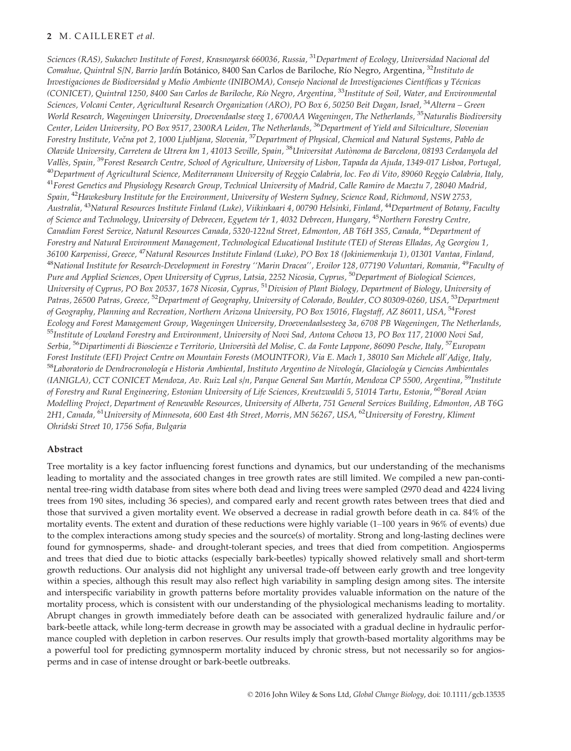*Sciences (RAS), Sukachev Institute of Forest, Krasnoyarsk 660036, Russia,* [31]*Department of Ecology, Universidad Nacional del Comahue, Quintral S/N, Barrio Jardín Botánico, 8400 San Carlos de Bariloche, Río Negro, Argentina,* [32]*Instituto de Investigaciones de Biodiversidad y Medio Ambiente (INIBOMA), Consejo Nacional de Investigaciones Científicas y Técnicas (CONICET), Quintral 1250, 8400 San Carlos de Bariloche, Río Negro, Argentina,* [33]*Institute of Soil, Water, and Environmental Sciences, Volcani Center, Agricultural Research Organization (ARO), PO Box 6, 50250 Beit Dagan, Israel,* [34]*Alterra – Green World Research, Wageningen University, Droevendaalse steeg 1, 6700AA Wageningen, The Netherlands,* [35]*Naturalis Biodiversity Center, Leiden University, PO Box 9517, 2300RA Leiden, The Netherlands,* [36]*Department of Yield and Silviculture, Slovenian Forestry Institute, Večna pot 2, 1000 Ljubljana, Slovenia,* [37]*Department of Physical, Chemical and Natural Systems, Pablo de Olavide University, Carretera de Utrera km 1, 41013 Seville, Spain,* [38]*Universitat Autònoma de Barcelona, 08193 Cerdanyola del Vallès, Spain,* [39]*Forest Research Centre, School of Agriculture, University of Lisbon, Tapada da Ajuda, 1349-017 Lisboa, Portugal,* [40]*Department of Agricultural Science, Mediterranean University of Reggio Calabria, loc. Feo di Vito, 89060 Reggio Calabria, Italy,* [41]*Forest Genetics and Physiology Research Group, Technical University of Madrid, Calle Ramiro de Maeztu 7, 28040 Madrid, Spain,* [42]*Hawkesbury Institute for the Environment, University of Western Sydney, Science Road, Richmond, NSW 2753, Australia,* [43]*Natural Resources Institute Finland (Luke), Viikinkaari 4, 00790 Helsinki, Finland,* [44]*Department of Botany, Faculty of Science and Technology, University of Debrecen, Egyetem tér 1, 4032 Debrecen, Hungary,* [45]*Northern Forestry Centre, Canadian Forest Service, Natural Resources Canada, 5320-122nd Street, Edmonton, AB T6H 3S5, Canada,* [46]*Department of Forestry and Natural Environment Management, Technological Educational Institute (TEI) of Stereas Elladas, Ag Georgiou 1, 36100 Karpenissi, Greece,* [47]*Natural Resources Institute Finland (Luke), PO Box 18 (Jokiniemenkuja 1), 01301 Vantaa, Finland,* [48]*National Institute for Research-Development in Forestry ''Marin Dracea'', Eroilor 128, 077190 Voluntari, Romania,* [49]*Faculty of Pure and Applied Sciences, Open University of Cyprus, Latsia, 2252 Nicosia, Cyprus,* [50]*Department of Biological Sciences, University of Cyprus, PO Box 20537, 1678 Nicosia, Cyprus,* [51]*Division of Plant Biology, Department of Biology, University of Patras, 26500 Patras, Greece,* [52]*Department of Geography, University of Colorado, Boulder, CO 80309-0260, USA,* [53]*Department of Geography, Planning and Recreation, Northern Arizona University, PO Box 15016, Flagstaff, AZ 86011, USA,* [54]*Forest Ecology and Forest Management Group, Wageningen University, Droevendaalsesteeg 3a, 6708 PB Wageningen, The Netherlands,* [55]*Institute of Lowland Forestry and Environment, University of Novi Sad, Antona Cehova 13, PO Box 117, 21000 Novi Sad, Serbia,* [56]*Dipartimenti di Bioscienze e Territorio, Università del Molise, C. da Fonte Lappone, 86090 Pesche, Italy,* [57]*European Forest Institute (EFI) Project Centre on Mountain Forests (MOUNTFOR), Via E. Mach 1, 38010 San Michele all'Adige, Italy,* [58]*Laboratorio de Dendrocronología e Historia Ambiental, Instituto Argentino de Nivología, Glaciología y Ciencias Ambientales (IANIGLA), CCT CONICET Mendoza, Av. Ruiz Leal s/n, Parque General San Martín, Mendoza CP 5500, Argentina,* [59]*Institute of Forestry and Rural Engineering, Estonian University of Life Sciences, Kreutzwaldi 5, 51014 Tartu, Estonia,* [60]*Boreal Avian Modelling Project, Department of Renewable Resources, University of Alberta, 751 General Services Building, Edmonton, AB T6G 2H1, Canada,* [61]*University of Minnesota, 600 East 4th Street, Morris, MN 56267, USA,* [62]*University of Forestry, Kliment Ohridski Street 10, 1756 Sofia, Bulgaria*

## Abstract

Tree mortality is a key factor influencing forest functions and dynamics, but our understanding of the mechanisms leading to mortality and the associated changes in tree growth rates are still limited. We compiled a new pan-continental tree-ring width database from sites where both dead and living trees were sampled (2970 dead and 4224 living trees from 190 sites, including 36 species), and compared early and recent growth rates between trees that died and those that survived a given mortality event. We observed a decrease in radial growth before death in ca. 84% of the mortality events. The extent and duration of these reductions were highly variable (1–100 years in 96% of events) due to the complex interactions among study species and the source(s) of mortality. Strong and long-lasting declines were found for gymnosperms, shade- and drought-tolerant species, and trees that died from competition. Angiosperms and trees that died due to biotic attacks (especially bark-beetles) typically showed relatively small and short-term growth reductions. Our analysis did not highlight any universal trade-off between early growth and tree longevity within a species, although this result may also reflect high variability in sampling design among sites. The intersite and interspecific variability in growth patterns before mortality provides valuable information on the nature of the mortality process, which is consistent with our understanding of the physiological mechanisms leading to mortality. Abrupt changes in growth immediately before death can be associated with generalized hydraulic failure and/or bark-beetle attack, while long-term decrease in growth may be associated with a gradual decline in hydraulic performance coupled with depletion in carbon reserves. Our results imply that growth-based mortality algorithms may be a powerful tool for predicting gymnosperm mortality induced by chronic stress, but not necessarily so for angiosperms and in case of intense drought or bark-beetle outbreaks.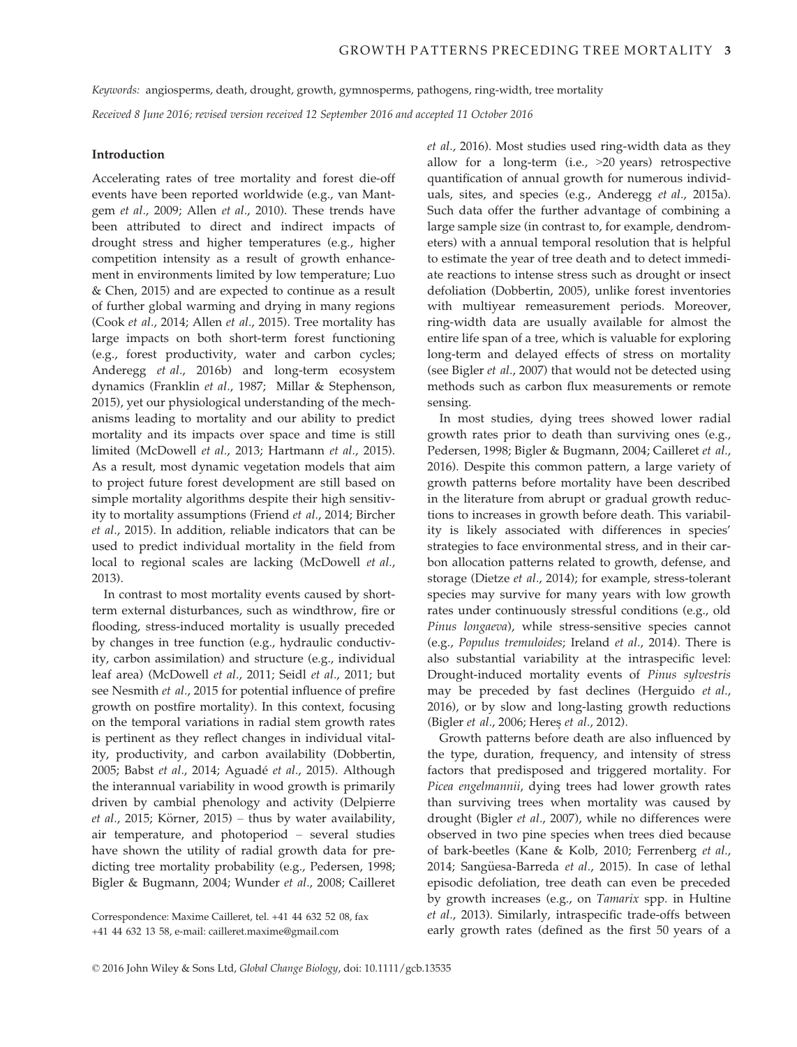*Keywords:* angiosperms, death, drought, growth, gymnosperms, pathogens, ring-width, tree mortality

*Received 8 June 2016; revised version received 12 September 2016 and accepted 11 October 2016*

## Introduction

Accelerating rates of tree mortality and forest die-off events have been reported worldwide (e.g., van Mantgem *et al*., 2009; Allen *et al*., 2010). These trends have been attributed to direct and indirect impacts of drought stress and higher temperatures (e.g., higher competition intensity as a result of growth enhancement in environments limited by low temperature; Luo & Chen, 2015) and are expected to continue as a result of further global warming and drying in many regions (Cook *et al*., 2014; Allen *et al*., 2015). Tree mortality has large impacts on both short-term forest functioning (e.g., forest productivity, water and carbon cycles; Anderegg *et al*., 2016b) and long-term ecosystem dynamics (Franklin *et al*., 1987; Millar & Stephenson, 2015), yet our physiological understanding of the mechanisms leading to mortality and our ability to predict mortality and its impacts over space and time is still limited (McDowell *et al*., 2013; Hartmann *et al*., 2015). As a result, most dynamic vegetation models that aim to project future forest development are still based on simple mortality algorithms despite their high sensitivity to mortality assumptions (Friend *et al*., 2014; Bircher *et al*., 2015). In addition, reliable indicators that can be used to predict individual mortality in the field from local to regional scales are lacking (McDowell *et al*., 2013).

In contrast to most mortality events caused by short-term external disturbances, such as windthrow, fire or flooding, stress-induced mortality is usually preceded by changes in tree function (e.g., hydraulic conductivity, carbon assimilation) and structure (e.g., individual leaf area) (McDowell *et al*., 2011; Seidl *et al*., 2011; but see Nesmith *et al*., 2015 for potential influence of prefire growth on postfire mortality). In this context, focusing on the temporal variations in radial stem growth rates is pertinent as they reflect changes in individual vitality, productivity, and carbon availability (Dobbertin, 2005; Babst *et al*., 2014; Aguadé *et al*., 2015). Although the interannual variability in wood growth is primarily driven by cambial phenology and activity (Delpierre *et al*., 2015; Körner, 2015) – thus by water availability, air temperature, and photoperiod – several studies have shown the utility of radial growth data for predicting tree mortality probability (e.g., Pedersen, 1998; Bigler & Bugmann, 2004; Wunder *et al*., 2008; Cailleret *et al*., 2016). Most studies used ring-width data as they allow for a long-term (i.e., >20 years) retrospective quantification of annual growth for numerous individuals, sites, and species (e.g., Anderegg *et al*., 2015a). Such data offer the further advantage of combining a large sample size (in contrast to, for example, dendrometers) with a annual temporal resolution that is helpful to estimate the year of tree death and to detect immediate reactions to intense stress such as drought or insect defoliation (Dobbertin, 2005), unlike forest inventories with multiyear remeasurement periods. Moreover, ring-width data are usually available for almost the entire life span of a tree, which is valuable for exploring long-term and delayed effects of stress on mortality (see Bigler *et al*., 2007) that would not be detected using methods such as carbon flux measurements or remote sensing.

In most studies, dying trees showed lower radial growth rates prior to death than surviving ones (e.g., Pedersen, 1998; Bigler & Bugmann, 2004; Cailleret *et al*., 2016). Despite this common pattern, a large variety of growth patterns before mortality have been described in the literature from abrupt or gradual growth reductions to increases in growth before death. This variability is likely associated with differences in species' strategies to face environmental stress, and in their carbon allocation patterns related to growth, defense, and storage (Dietze *et al*., 2014); for example, stress-tolerant species may survive for many years with low growth rates under continuously stressful conditions (e.g., old *Pinus longaeva*), while stress-sensitive species cannot (e.g., *Populus tremuloides*; Ireland *et al*., 2014). There is also substantial variability at the intraspecific level: Drought-induced mortality events of *Pinus sylvestris* may be preceded by fast declines (Herguido *et al*., 2016), or by slow and long-lasting growth reductions (Bigler *et al*., 2006; Hereş *et al*., 2012).

Growth patterns before death are also influenced by the type, duration, frequency, and intensity of stress factors that predisposed and triggered mortality. For *Picea engelmannii*, dying trees had lower growth rates than surviving trees when mortality was caused by drought (Bigler *et al*., 2007), while no differences were observed in two pine species when trees died because of bark-beetles (Kane & Kolb, 2010; Ferrenberg *et al*., 2014; Sangüesa-Barreda *et al*., 2015). In case of lethal episodic defoliation, tree death can even be preceded by growth increases (e.g., on *Tamarix* spp. in Hultine *et al*., 2013). Similarly, intraspecific trade-offs between early growth rates (defined as the first 50 years of a

Correspondence: Maxime Cailleret, tel. +41 44 632 52 08, fax +41 44 632 13 58, e-mail: cailleret.maxime@gmail.com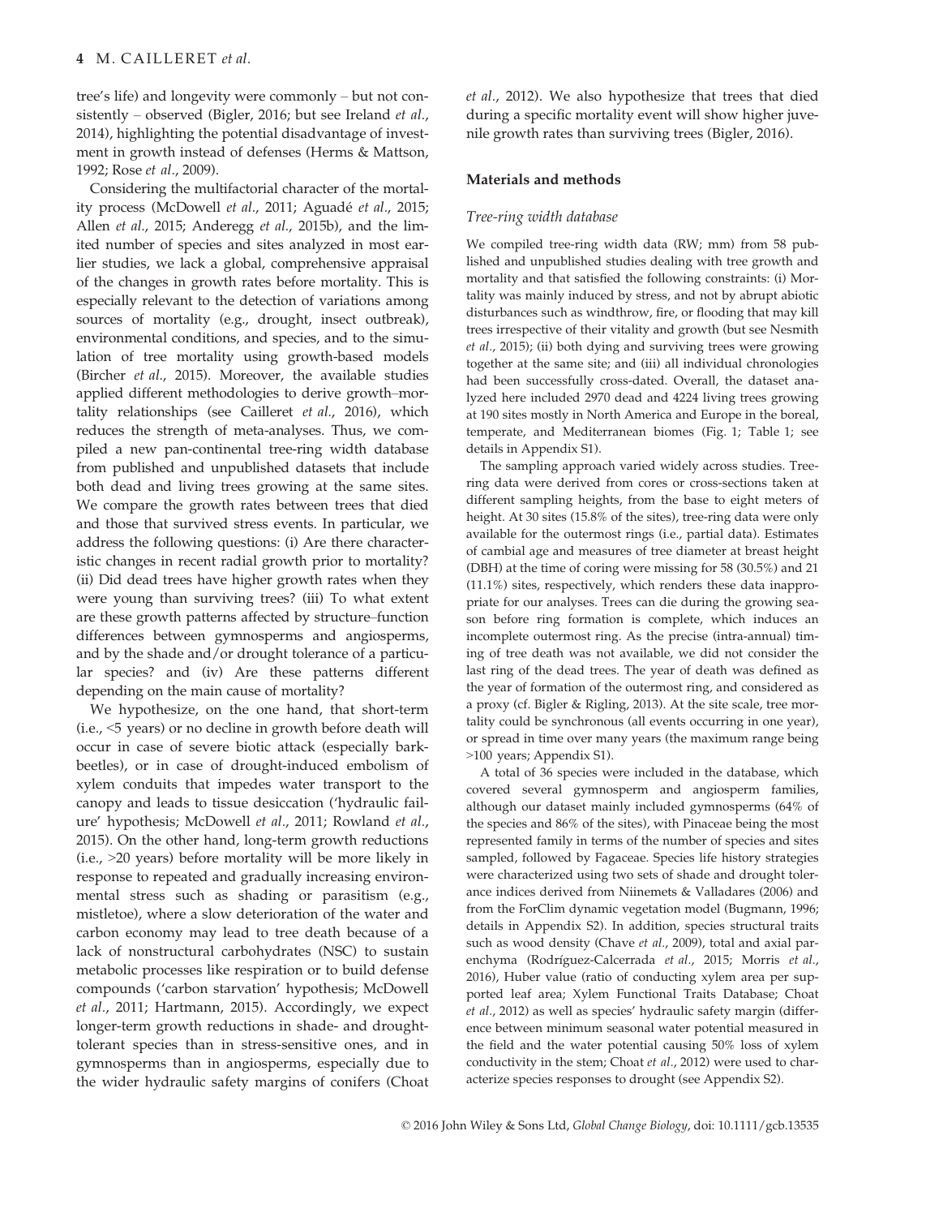tree's life) and longevity were commonly – but not consistently – observed (Bigler, 2016; but see Ireland *et al*., 2014), highlighting the potential disadvantage of investment in growth instead of defenses (Herms & Mattson, 1992; Rose *et al*., 2009).

Considering the multifactorial character of the mortality process (McDowell *et al*., 2011; Aguadé *et al*., 2015; Allen *et al*., 2015; Anderegg *et al*., 2015b), and the limited number of species and sites analyzed in most earlier studies, we lack a global, comprehensive appraisal of the changes in growth rates before mortality. This is especially relevant to the detection of variations among sources of mortality (e.g., drought, insect outbreak), environmental conditions, and species, and to the simulation of tree mortality using growth-based models (Bircher *et al*., 2015). Moreover, the available studies applied different methodologies to derive growth–mortality relationships (see Cailleret *et al*., 2016), which reduces the strength of meta-analyses. Thus, we compiled a new pan-continental tree-ring width database from published and unpublished datasets that include both dead and living trees growing at the same sites. We compare the growth rates between trees that died and those that survived stress events. In particular, we address the following questions: (i) Are there characteristic changes in recent radial growth prior to mortality? (ii) Did dead trees have higher growth rates when they were young than surviving trees? (iii) To what extent are these growth patterns affected by structure–function differences between gymnosperms and angiosperms, and by the shade and/or drought tolerance of a particular species? and (iv) Are these patterns different depending on the main cause of mortality?

We hypothesize, on the one hand, that short-term (i.e., <5 years) or no decline in growth before death will occur in case of severe biotic attack (especially bark-beetles), or in case of drought-induced embolism of xylem conduits that impedes water transport to the canopy and leads to tissue desiccation ('hydraulic failure' hypothesis; McDowell *et al*., 2011; Rowland *et al*., 2015). On the other hand, long-term growth reductions (i.e., >20 years) before mortality will be more likely in response to repeated and gradually increasing environmental stress such as shading or parasitism (e.g., mistletoe), where a slow deterioration of the water and carbon economy may lead to tree death because of a lack of nonstructural carbohydrates (NSC) to sustain metabolic processes like respiration or to build defense compounds ('carbon starvation' hypothesis; McDowell *et al*., 2011; Hartmann, 2015). Accordingly, we expect longer-term growth reductions in shade- and drought-tolerant species than in stress-sensitive ones, and in gymnosperms than in angiosperms, especially due to the wider hydraulic safety margins of conifers (Choat *et al*., 2012). We also hypothesize that trees that died during a specific mortality event will show higher juvenile growth rates than surviving trees (Bigler, 2016).

## Materials and methods

### *Tree-ring width database*

We compiled tree-ring width data (RW; mm) from 58 published and unpublished studies dealing with tree growth and mortality and that satisfied the following constraints: (i) Mortality was mainly induced by stress, and not by abrupt abiotic disturbances such as windthrow, fire, or flooding that may kill trees irrespective of their vitality and growth (but see Nesmith *et al*., 2015); (ii) both dying and surviving trees were growing together at the same site; and (iii) all individual chronologies had been successfully cross-dated. Overall, the dataset analyzed here included 2970 dead and 4224 living trees growing at 190 sites mostly in North America and Europe in the boreal, temperate, and Mediterranean biomes (Fig. 1; Table 1; see details in Appendix S1).

The sampling approach varied widely across studies. Tree-ring data were derived from cores or cross-sections taken at different sampling heights, from the base to eight meters of height. At 30 sites (15.8% of the sites), tree-ring data were only available for the outermost rings (i.e., partial data). Estimates of cambial age and measures of tree diameter at breast height (DBH) at the time of coring were missing for 58 (30.5%) and 21 (11.1%) sites, respectively, which renders these data inappropriate for our analyses. Trees can die during the growing season before ring formation is complete, which induces an incomplete outermost ring. As the precise (intra-annual) timing of tree death was not available, we did not consider the last ring of the dead trees. The year of death was defined as the year of formation of the outermost ring, and considered as a proxy (cf. Bigler & Rigling, 2013). At the site scale, tree mortality could be synchronous (all events occurring in one year), or spread in time over many years (the maximum range being >100 years; Appendix S1).

A total of 36 species were included in the database, which covered several gymnosperm and angiosperm families, although our dataset mainly included gymnosperms (64% of the species and 86% of the sites), with Pinaceae being the most represented family in terms of the number of species and sites sampled, followed by Fagaceae. Species life history strategies were characterized using two sets of shade and drought tolerance indices derived from Niinemets & Valladares (2006) and from the ForClim dynamic vegetation model (Bugmann, 1996; details in Appendix S2). In addition, species structural traits such as wood density (Chave *et al*., 2009), total and axial parenchyma (Rodríguez-Calcerrada *et al*., 2015; Morris *et al*., 2016), Huber value (ratio of conducting xylem area per supported leaf area; Xylem Functional Traits Database; Choat *et al*., 2012) as well as species' hydraulic safety margin (difference between minimum seasonal water potential measured in the field and the water potential causing 50% loss of xylem conductivity in the stem; Choat *et al*., 2012) were used to characterize species responses to drought (see Appendix S2).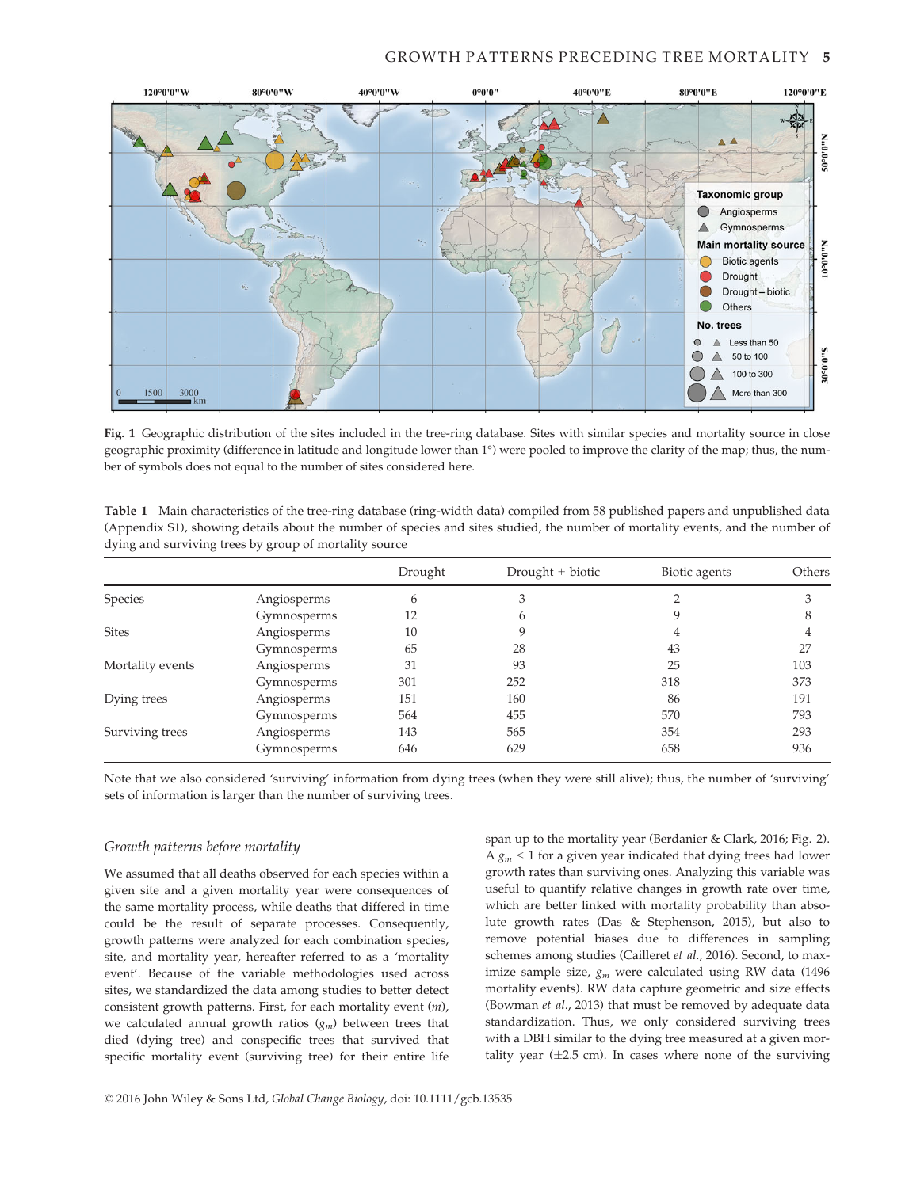Fig. 1 Geographic distribution of the sites included in the tree-ring database. Sites with similar species and mortality source in close geographic proximity (difference in latitude and longitude lower than 1°) were pooled to improve the clarity of the map; thus, the number of symbols does not equal to the number of sites considered here.

Table 1 Main characteristics of the tree-ring database (ring-width data) compiled from 58 published papers and unpublished data (Appendix S1), showing details about the number of species and sites studied, the number of mortality events, and the number of dying and surviving trees by group of mortality source

| | | Drought | Drought + biotic | Biotic agents | Others |
|---|---|---|---|---|---|
| Species | Angiosperms | 6 | 3 | 2 | 3 |
| | Gymnosperms | 12 | 6 | 9 | 8 |
| Sites | Angiosperms | 10 | 9 | 4 | 4 |
| | Gymnosperms | 65 | 28 | 43 | 27 |
| Mortality events | Angiosperms | 31 | 93 | 25 | 103 |
| | Gymnosperms | 301 | 252 | 318 | 373 |
| Dying trees | Angiosperms | 151 | 160 | 86 | 191 |
| | Gymnosperms | 564 | 455 | 570 | 793 |
| Surviving trees | Angiosperms | 143 | 565 | 354 | 293 |
| | Gymnosperms | 646 | 629 | 658 | 936 |

Note that we also considered 'surviving' information from dying trees (when they were still alive); thus, the number of 'surviving' sets of information is larger than the number of surviving trees.

### *Growth patterns before mortality*

We assumed that all deaths observed for each species within a given site and a given mortality year were consequences of the same mortality process, while deaths that differed in time could be the result of separate processes. Consequently, growth patterns were analyzed for each combination species, site, and mortality year, hereafter referred to as a 'mortality event'. Because of the variable methodologies used across sites, we standardized the data among studies to better detect consistent growth patterns. First, for each mortality event ($m$), we calculated annual growth ratios ($g_m$) between trees that died (dying tree) and conspecific trees that survived that specific mortality event (surviving tree) for their entire life span up to the mortality year (Berdanier & Clark, 2016; Fig. 2). A $g_m < 1$ for a given year indicated that dying trees had lower growth rates than surviving ones. Analyzing this variable was useful to quantify relative changes in growth rate over time, which are better linked with mortality probability than absolute growth rates (Das & Stephenson, 2015), but also to remove potential biases due to differences in sampling schemes among studies (Cailleret *et al*., 2016). Second, to maximize sample size, $g_m$ were calculated using RW data (1496 mortality events). RW data capture geometric and size effects (Bowman *et al*., 2013) that must be removed by adequate data standardization. Thus, we only considered surviving trees with a DBH similar to the dying tree measured at a given mortality year (±2.5 cm). In cases where none of the surviving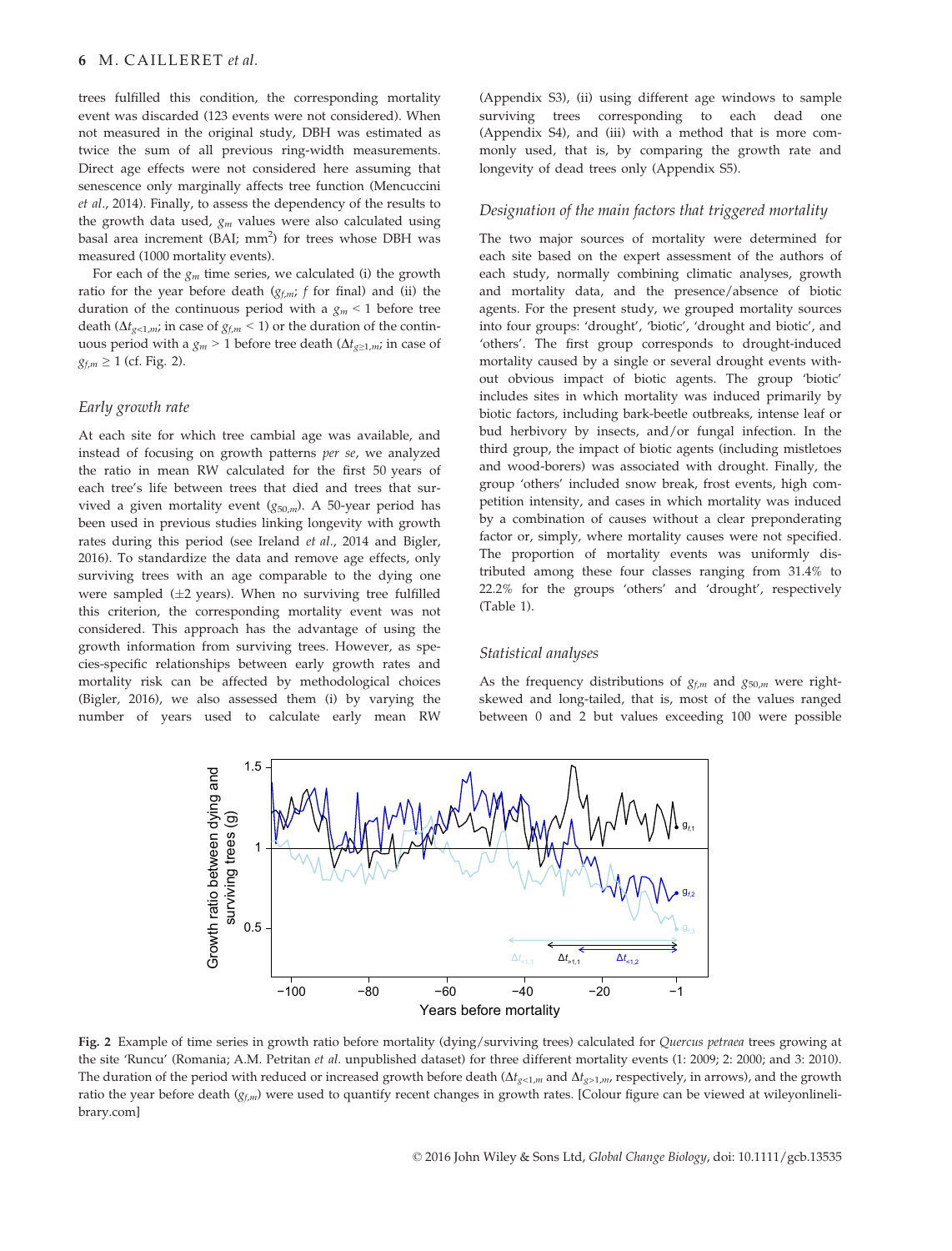trees fulfilled this condition, the corresponding mortality event was discarded (123 events were not considered). When not measured in the original study, DBH was estimated as twice the sum of all previous ring-width measurements. Direct age effects were not considered here assuming that senescence only marginally affects tree function (Mencuccini *et al.*, 2014). Finally, to assess the dependency of the results to the growth data used, $g_m$ values were also calculated using basal area increment (BAI; $mm^2$) for trees whose DBH was measured (1000 mortality events).

For each of the $g_m$ time series, we calculated (i) the growth ratio for the year before death ($g_{f,m}$; $f$ for final) and (ii) the duration of the continuous period with a $g_m < 1$ before tree death ($\Delta t_{g<1,m}$; in case of $g_{f,m} < 1$) or the duration of the continuous period with a $g_m > 1$ before tree death ($\Delta t_{g\geq1,m}$; in case of $g_{f,m} \geq 1$ (cf. Fig. 2).

### Early growth rate

At each site for which tree cambial age was available, and instead of focusing on growth patterns *per se*, we analyzed the ratio in mean RW calculated for the first 50 years of each tree's life between trees that died and trees that survived a given mortality event ($g_{50,m}$). A 50-year period has been used in previous studies linking longevity with growth rates during this period (see Ireland *et al.*, 2014 and Bigler, 2016). To standardize the data and remove age effects, only surviving trees with an age comparable to the dying one were sampled (±2 years). When no surviving tree fulfilled this criterion, the corresponding mortality event was not considered. This approach has the advantage of using the growth information from surviving trees. However, as species-specific relationships between early growth rates and mortality risk can be affected by methodological choices (Bigler, 2016), we also assessed the method (i) by varying the number of years used to calculate early mean RW (Appendix S3), (ii) using different age windows to sample surviving trees corresponding to each dead one (Appendix S4), and (iii) with a method that is more commonly used, that is, by comparing the growth rate and longevity of dead trees only (Appendix S5).

### Designation of the main factors that triggered mortality

The two major sources of mortality were determined for each site based on the expert assessment of the authors of each study, normally combining climatic analyses, growth and mortality data, and the presence/absence of biotic agents. For the present study, we grouped mortality sources into four groups: 'drought', 'biotic', 'drought and biotic', and 'others'. The first group corresponds to drought-induced mortality caused by a single or several drought events without obvious impact of biotic agents. The group 'biotic' includes sites in which mortality was induced primarily by biotic factors, including bark-beetle outbreaks, intense leaf or bud herbivory by insects, and/or fungal infection. In the third group, the impact of biotic agents (including mistletoes and wood-borers) was associated with drought. Finally, the group 'others' included snow break, frost events, high competition intensity, and cases in which mortality was induced by a combination of causes without a clear preponderating factor or, simply, where mortality causes were not specified. The proportion of mortality events was uniformly distributed among these four classes ranging from 31.4% to 22.2% for the groups 'others' and 'drought', respectively (Table 1).

### Statistical analyses

As the frequency distributions of $g_{f,m}$ and $g_{50,m}$ were right-skewed and long-tailed, that is, most of the values ranged between 0 and 2 but values exceeding 100 were possible

**Fig. 2** Example of time series in growth ratio before mortality (dying/surviving trees) calculated for *Quercus petraea* trees growing at the site 'Runcu' (Romania; A.M. Petritan *et al.* unpublished dataset) for three different mortality events (1: 2009; 2: 2000; and 3: 2010). The duration of the period with reduced or increased growth before death ($\Delta t_{g<1,m}$ and $\Delta t_{g>1,m}$, respectively, in arrows), and the growth ratio the year before death ($g_{f,m}$) were used to quantify recent changes in growth rates. [Colour figure can be viewed at wileyonlinelibrary.com]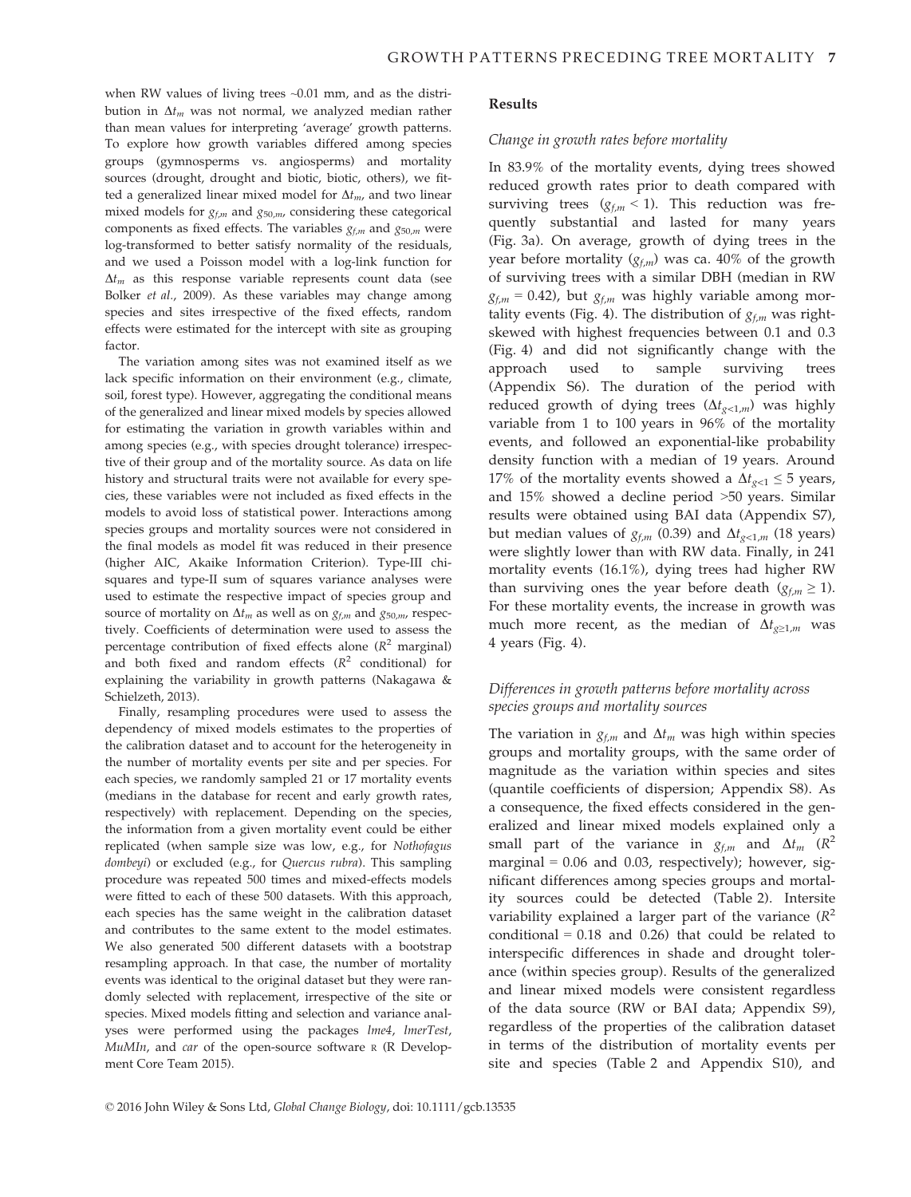when RW values of living trees ~0.01 mm, and as the distribution in $\Delta t_m$ was not normal, we analyzed median rather than mean values for interpreting 'average' growth patterns. To explore how growth variables differed among species groups (gymnosperms vs. angiosperms) and mortality sources (drought, drought and biotic, biotic, others), we fitted a generalized linear mixed model for $\Delta t_m$, and two linear mixed models for $g_{f,m}$ and $g_{50,m}$, considering these categorical components as fixed effects. The variables $g_{f,m}$ and $g_{50,m}$ were log-transformed to better satisfy normality of the residuals, and we used a Poisson model with a log-link function for $\Delta t_m$ as this response variable represents count data (see Bolker *et al.*, 2009). As these variables may change among species and sites irrespective of the fixed effects, random effects were estimated for the intercept with site as grouping factor.

The variation among sites was not examined itself as we lack specific information on their environment (e.g., climate, soil, forest type). However, aggregating the conditional means of the generalized and linear mixed models by species allowed for estimating the variation in growth variables within and among species (e.g., with species drought tolerance) irrespective of their group and of the mortality source. As data on life history and structural traits were not available for every species, these variables were not included as fixed effects in the models to avoid loss of statistical power. Interactions among species groups and mortality sources were not considered in the final models as model fit was reduced in their presence (higher AIC, Akaike Information Criterion). Type-III chi-squares and type-II sum of squares variance analyses were used to estimate the respective impact of species group and source of mortality on $\Delta t_m$ as well as on $g_{f,m}$ and $g_{50,m}$, respectively. Coefficients of determination were used to assess the percentage contribution of fixed effects alone ($R^2$ marginal) and both fixed and random effects ($R^2$ conditional) for explaining the variability in growth patterns (Nakagawa & Schielzeth, 2013).

Finally, resampling procedures were used to assess the dependency of mixed models estimates to the properties of the calibration dataset and to account for the heterogeneity in the number of mortality events per site and per species. For each species, we randomly sampled 21 or 17 mortality events (medians in the database for recent and early growth rates, respectively) with replacement. Depending on the species, the information from a given mortality event could be either replicated (when sample size was low, e.g., for *Nothofagus dombeyi*) or excluded (e.g., for *Quercus rubra*). This sampling procedure was repeated 500 times and mixed-effects models were fitted to each of these 500 datasets. With this approach, each species has the same weight in the calibration dataset and contributes to the same extent to the model estimates. We also generated 500 different datasets with a bootstrap resampling approach. In that case, the number of mortality events was identical to the original dataset but they were randomly selected with replacement, irrespective of the site or species. Mixed models fitting and selection and variance analyses were performed using the packages *lme4*, *lmerTest*, *MuMIn*, and *car* of the open-source software R (R Development Core Team 2015).

## Results

### Change in growth rates before mortality

In 83.9% of the mortality events, dying trees showed reduced growth rates prior to death compared with surviving trees ($g_{f,m} < 1$). This reduction was frequently substantial and lasted for many years (Fig. 3a). On average, growth of dying trees in the year before mortality ($g_{f,m}$) was ca. 40% of the growth of surviving trees with a similar DBH (median in RW $g_{f,m} = 0.42$), but $g_{f,m}$ was highly variable among mortality events (Fig. 4). The distribution of $g_{f,m}$ was right-skewed with highest frequencies between 0.1 and 0.3 (Fig. 4) and did not significantly change with the approach used to sample surviving trees (Appendix S6). The duration of the period with reduced growth of dying trees ($\Delta t_{g<1,m}$) was highly variable from 1 to 100 years in 96% of the mortality events, and followed an exponential-like probability density function with a median of 19 years. Around 17% of the mortality events showed a $\Delta t_{g<1} \leq 5$ years, and 15% showed a decline period >50 years. Similar results were obtained using BAI data (Appendix S7), but median values of $g_{f,m}$ (0.39) and $\Delta t_{g<1,m}$ (18 years) were slightly lower than with RW data. Finally, in 241 mortality events (16.1%), dying trees had higher RW than surviving ones the year before death ($g_{f,m} \geq 1$). For these mortality events, the increase in growth was much more recent, as the median of $\Delta t_{g\geq1,m}$ was 4 years (Fig. 4).

### Differences in growth patterns before mortality across species groups and mortality sources

The variation in $g_{f,m}$ and $\Delta t_m$ was high within species groups and mortality groups, with the same order of magnitude as the variation within species and sites (quantile coefficients of dispersion; Appendix S8). As a consequence, the fixed effects considered in the generalized and linear mixed models explained only a small part of the variance in $g_{f,m}$ and $\Delta t_m$ ($R^2$ marginal = 0.06 and 0.03, respectively); however, significant differences among species groups and mortality sources could be detected (Table 2). Intersite variability explained a larger part of the variance ($R^2$ conditional = 0.18 and 0.26) that could be related to interspecific differences in shade and drought tolerance (within species group). Results of the generalized and linear mixed models were consistent regardless of the data source (RW or BAI data; Appendix S9), regardless of the properties of the calibration dataset in terms of the distribution of mortality events per site and species (Table 2 and Appendix S10), and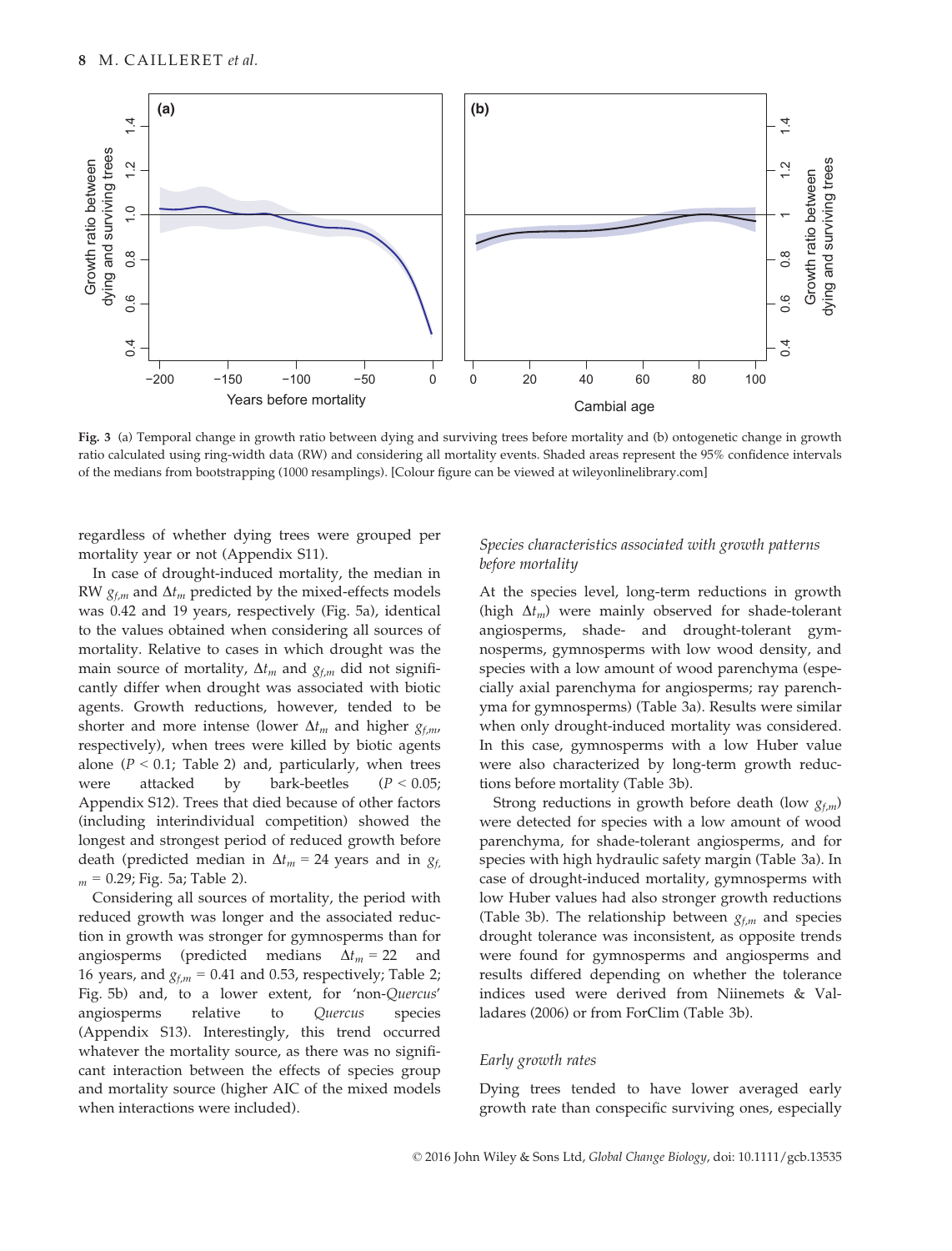Fig. 3 (a) Temporal change in growth ratio between dying and surviving trees before mortality and (b) ontogenetic change in growth ratio calculated using ring-width data (RW) and considering all mortality events. Shaded areas represent the 95% confidence intervals of the medians from bootstrapping (1000 resamplings). [Colour figure can be viewed at wileyonlinelibrary.com]

regardless of whether dying trees were grouped per mortality year or not (Appendix S11).

In case of drought-induced mortality, the median in RW $g_{f,m}$ and $\Delta t_m$ predicted by the mixed-effects models was 0.42 and 19 years, respectively (Fig. 5a), identical to the values obtained when considering all sources of mortality. Relative to cases in which drought was the main source of mortality, $\Delta t_m$ and $g_{f,m}$ did not significantly differ when drought was associated with biotic agents. Growth reductions, however, tended to be shorter and more intense (lower $\Delta t_m$ and higher $g_{f,m}$, respectively), when trees were killed by biotic agents alone ($P < 0.1$; Table 2) and, particularly, when trees were attacked by bark-beetles ($P < 0.05$; Appendix S12). Trees that died because of other factors (including interindividual competition) showed the longest and strongest period of reduced growth before death (predicted median in $\Delta t_m$ = 24 years and in $g_{f,m}$ = 0.29; Fig. 5a; Table 2).

Considering all sources of mortality, the period with reduced growth was longer and the associated reduction in growth was stronger for gymnosperms than for angiosperms (predicted medians $\Delta t_m$ = 22 and 16 years, and $g_{f,m}$ = 0.41 and 0.53, respectively; Table 2; Fig. 5b) and, to a lower extent, for '*non-Quercus*' angiosperms relative to *Quercus* species (Appendix S13). Interestingly, this trend occurred whatever the mortality source, as there was no significant interaction between the effects of species group and mortality source (higher AIC of the mixed models when interactions were included).

### *Species characteristics associated with growth patterns before mortality*

At the species level, long-term reductions in growth (high $\Delta t_m$) were mainly observed for shade-tolerant angiosperms, shade- and drought-tolerant gymnosperms, gymnosperms with low wood density, and species with a low amount of wood parenchyma (especially axial parenchyma for angiosperms; ray parenchyma for gymnosperms) (Table 3a). Results were similar when only drought-induced mortality was considered. In this case, gymnosperms with a low Huber value were also characterized by long-term growth reductions before mortality (Table 3b).

Strong reductions in growth before death (low $g_{f,m}$) were detected for species with a low amount of wood parenchyma, for shade-tolerant angiosperms, and for species with high hydraulic safety margin (Table 3a). In case of drought-induced mortality, gymnosperms with low Huber values had also stronger growth reductions (Table 3b). The relationship between $g_{f,m}$ and species drought tolerance was inconsistent, as opposite trends were found for gymnosperms and angiosperms and results differed depending on whether the tolerance indices used were derived from Niinemets & Valladares (2006) or from ForClim (Table 3b).

### *Early growth rates*

Dying trees tended to have lower averaged early growth rate than conspecific surviving ones, especially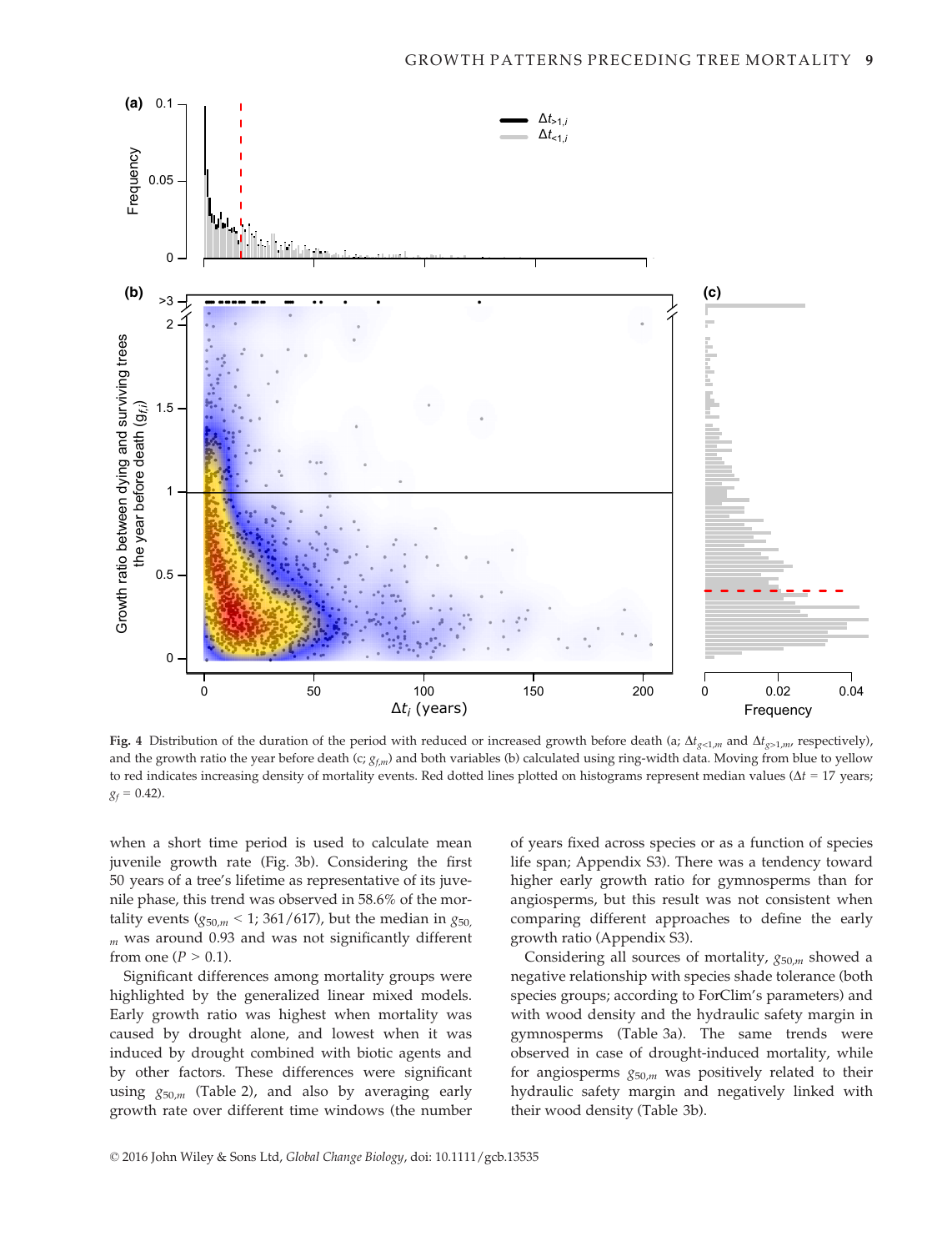**Fig. 4** Distribution of the duration of the period with reduced or increased growth before death (a; $\Delta t_{g<1,m}$ and $\Delta t_{g>1,m}$, respectively), and the growth ratio the year before death (c; $g_{f,m}$) and both variables (b) calculated using ring-width data. Moving from blue to yellow to red indicates increasing density of mortality events. Red dotted lines plotted on histograms represent median values ($\Delta t$ = 17 years; $g_f$ = 0.42).

when a short time period is used to calculate mean juvenile growth rate (Fig. 3b). Considering the first 50 years of a tree's lifetime as representative of its juvenile phase, this trend was observed in 58.6% of the mortality events ($g_{50,m} < 1$; 361/617), but the median in $g_{50,m}$ was around 0.93 and was not significantly different from one ($P > 0.1$).

Significant differences among mortality groups were highlighted by the generalized linear mixed models. Early growth ratio was highest when mortality was caused by drought alone, and lowest when it was induced by drought combined with biotic agents and by other factors. These differences were significant using $g_{50,m}$ (Table 2), and also by averaging early growth rate over different time windows (the number of years fixed across species or as a function of species life span; Appendix S3). There was a tendency toward higher early growth ratio for gymnosperms than for angiosperms, but this result was not consistent when comparing different approaches to define the early growth ratio (Appendix S3).

Considering all sources of mortality, $g_{50,m}$ showed a negative relationship with species shade tolerance (both species groups; according to ForClim's parameters) and with wood density and the hydraulic safety margin in gymnosperms (Table 3a). The same trends were observed in case of drought-induced mortality, while for angiosperms $g_{50,m}$ was positively related to their hydraulic safety margin and negatively linked with their wood density (Table 3b).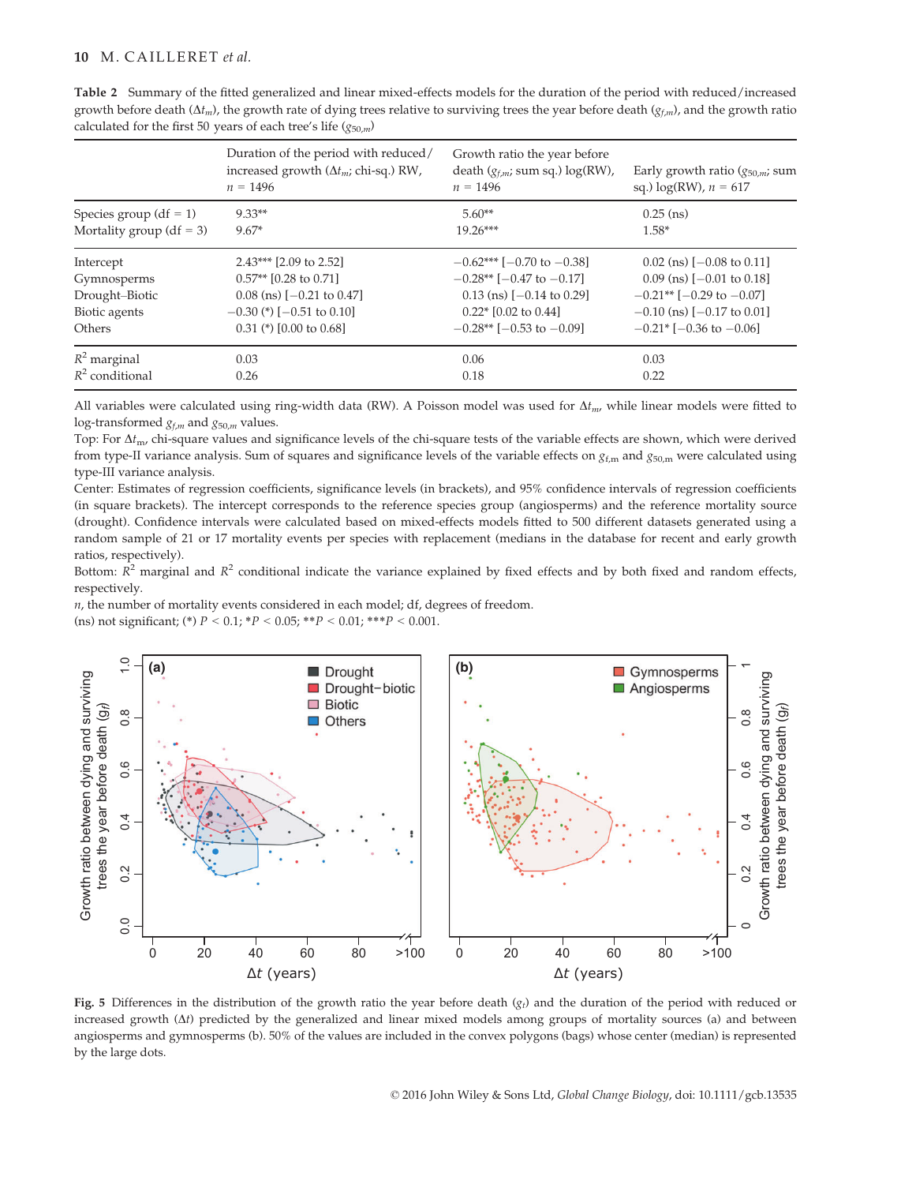**Table 2** Summary of the fitted generalized and linear mixed-effects models for the duration of the period with reduced/increased growth before death ($\Delta t_m$), the growth rate of dying trees relative to surviving trees the year before death ($g_{f,m}$), and the growth ratio calculated for the first 50 years of each tree's life ($g_{50,m}$)

| | Duration of the period with reduced/increased growth ($\Delta t_m$; chi-sq.) RW, $n$ = 1496 | Growth ratio the year before death ($g_{f,m}$; sum sq.) log(RW), $n$ = 1496 | Early growth ratio ($g_{50,m}$; sum sq.) log(RW), $n$ = 617 |
|---|---|---|---|
| Species group (df = 1) | 9.33** | 5.60** | 0.25 (ns) |
| Mortality group (df = 3) | 9.67* | 19.26*** | 1.58* |
| Intercept | 2.43*** [2.09 to 2.52] | −0.62*** [−0.70 to −0.38] | 0.02 (ns) [−0.08 to 0.11] |
| Gymnosperms | 0.57** [0.28 to 0.71] | −0.28** [−0.47 to −0.17] | 0.09 (ns) [−0.01 to 0.18] |
| Drought–Biotic | 0.08 (ns) [−0.21 to 0.47] | 0.13 (ns) [−0.14 to 0.29] | −0.21** [−0.29 to −0.07] |
| Biotic agents | −0.30 (*) [−0.51 to 0.10] | 0.22* [0.02 to 0.44] | −0.10 (ns) [−0.17 to 0.01] |
| Others | 0.31 (*) [0.00 to 0.68] | −0.28** [−0.53 to −0.09] | −0.21* [−0.36 to −0.06] |
| $R^2$ marginal | 0.03 | 0.06 | 0.03 |
| $R^2$ conditional | 0.26 | 0.18 | 0.22 |

All variables were calculated using ring-width data (RW). A Poisson model was used for $\Delta t_m$, while linear models were fitted to log-transformed $g_{f,m}$ and $g_{50,m}$ values.

Top: For $\Delta t_m$, chi-square values and significance levels of the chi-square tests of the variable effects are shown, which were derived from type-II variance analysis. Sum of squares and significance levels of the variable effects on $g_{f,m}$ and $g_{50,m}$ were calculated using type-III variance analysis.

Center: Estimates of regression coefficients, significance levels (in brackets), and 95% confidence intervals of regression coefficients (in square brackets). The intercept corresponds to the reference species group (angiosperms) and the reference mortality source (drought). Confidence intervals were calculated based on mixed-effects models fitted to 500 different datasets generated using a random sample of 21 or 17 mortality events per species with replacement (medians in the database for recent and early growth ratios, respectively).

Bottom: $R^2$ marginal and $R^2$ conditional indicate the variance explained by fixed effects and by both fixed and random effects, respectively.

$n$, the number of mortality events considered in each model; df, degrees of freedom.

(ns) not significant; (*) $P < 0.1$; *$P < 0.05$; **$P < 0.01$; ***$P < 0.001$.

**Fig. 5** Differences in the distribution of the growth ratio the year before death ($g_f$) and the duration of the period with reduced or increased growth ($\Delta t$) predicted by the generalized and linear mixed models among groups of mortality sources (a) and between angiosperms and gymnosperms (b). 50% of the values are included in the convex polygons (bags) whose center (median) is represented by the large dots.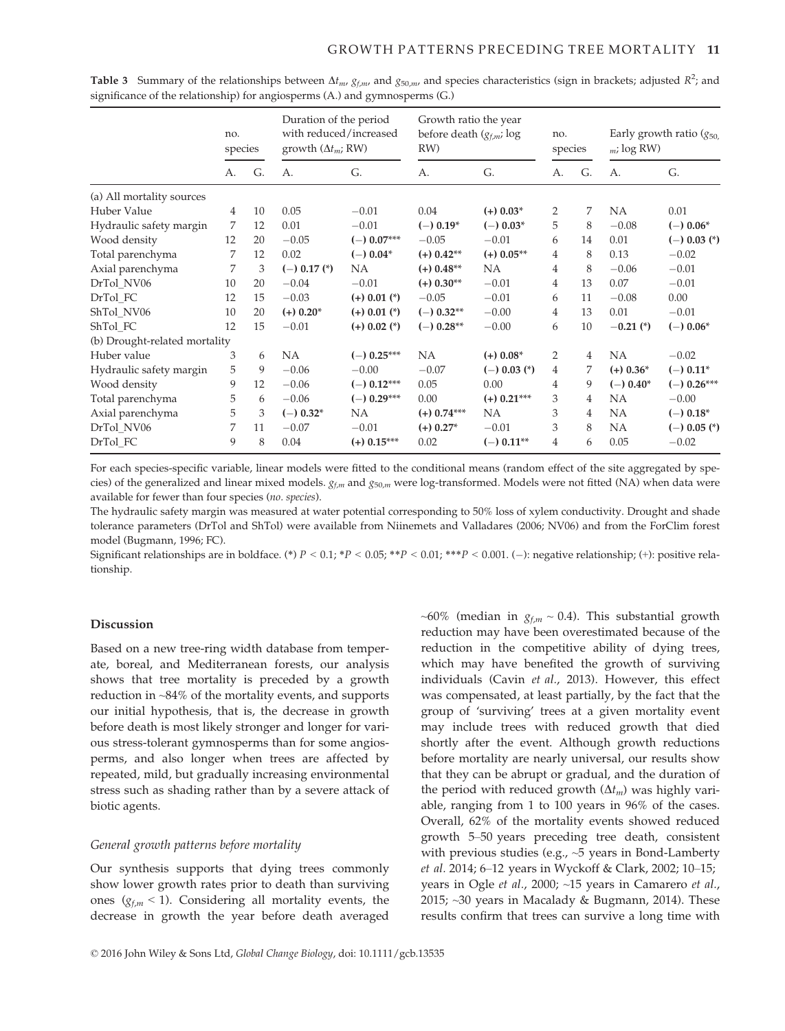**Table 3** Summary of the relationships between $\Delta t_m$, $g_{f,m}$, and $g_{50,m}$, and species characteristics (sign in brackets; adjusted $R^2$; and significance of the relationship) for angiosperms (A.) and gymnosperms (G.)

| | no. species | | Duration of the period with reduced/increased growth ($\Delta t_m$; RW) | | Growth ratio the year before death ($g_{f,m}$; log RW) | | no. species | | Early growth ratio ($g_{50,m}$; log RW) | |
|---|---|---|---|---|---|---|---|---|---|---|
| | A. | G. | A. | G. | A. | G. | A. | G. | A. | G. |
| (a) All mortality sources | | | | | | | | | | |
| Huber Value | 4 | 10 | 0.05 | −0.01 | 0.04 | **(+) 0.03*** | 2 | 7 | NA | 0.01 |
| Hydraulic safety margin | 7 | 12 | 0.01 | −0.01 | **(−) 0.19*** | **(−) 0.03*** | 5 | 8 | −0.08 | **(−) 0.06*** |
| Wood density | 12 | 20 | −0.05 | **(−) 0.07***** | −0.05 | −0.01 | 6 | 14 | 0.01 | **(−) 0.03 (*)** |
| Total parenchyma | 7 | 12 | 0.02 | **(−) 0.04*** | **(+) 0.42**** | **(+) 0.05**** | 4 | 8 | 0.13 | −0.02 |
| Axial parenchyma | 7 | 3 | **(−) 0.17 (*)** | NA | **(+) 0.48**** | NA | 4 | 8 | −0.06 | −0.01 |
| DrTol_NV06 | 10 | 20 | −0.04 | −0.01 | **(+) 0.30**** | −0.01 | 4 | 13 | 0.07 | −0.01 |
| DrTol_FC | 12 | 15 | −0.03 | **(+) 0.01 (*)** | −0.05 | −0.01 | 6 | 11 | −0.08 | 0.00 |
| ShTol_NV06 | 10 | 20 | **(+) 0.20*** | **(+) 0.01 (*)** | **(−) 0.32**** | −0.00 | 4 | 13 | 0.01 | −0.01 |
| ShTol_FC | 12 | 15 | −0.01 | **(+) 0.02 (*)** | **(−) 0.28**** | −0.00 | 6 | 10 | **−0.21 (*)** | **(−) 0.06*** |
| (b) Drought-related mortality | | | | | | | | | | |
| Huber value | 3 | 6 | NA | **(−) 0.25***** | NA | **(+) 0.08*** | 2 | 4 | NA | −0.02 |
| Hydraulic safety margin | 5 | 9 | −0.06 | −0.00 | −0.07 | **(−) 0.03 (*)** | 4 | 7 | **(+) 0.36*** | **(−) 0.11*** |
| Wood density | 9 | 12 | −0.06 | **(−) 0.12***** | 0.05 | 0.00 | 4 | 9 | **(−) 0.40*** | **(−) 0.26***** |
| Total parenchyma | 5 | 6 | −0.06 | **(−) 0.29***** | 0.00 | **(+) 0.21***** | 3 | 4 | NA | −0.00 |
| Axial parenchyma | 5 | 3 | **(−) 0.32*** | NA | **(+) 0.74***** | NA | 3 | 4 | NA | **(−) 0.18*** |
| DrTol_NV06 | 7 | 11 | −0.07 | −0.01 | **(+) 0.27*** | −0.01 | 3 | 8 | NA | **(−) 0.05 (*)** |
| DrTol_FC | 9 | 8 | 0.04 | **(+) 0.15***** | 0.02 | **(−) 0.11**** | 4 | 6 | 0.05 | −0.02 |

For each species-specific variable, linear models were fitted to the conditional means (random effect of the site aggregated by species) of the generalized and linear mixed models. $g_{f,m}$ and $g_{50,m}$ were log-transformed. Models were not fitted (NA) when data were available for fewer than four species (*no. species*).

The hydraulic safety margin was measured at water potential corresponding to 50% loss of xylem conductivity. Drought and shade tolerance parameters (DrTol and ShTol) were available from Niinemets and Valladares (2006; NV06) and from the ForClim forest model (Bugmann, 1996; FC).

Significant relationships are in boldface. (*) $P < 0.1$; *$P < 0.05$; **$P < 0.01$; ***$P < 0.001$. (−): negative relationship; (+): positive relationship.

## Discussion

Based on a new tree-ring width database from temperate, boreal, and Mediterranean forests, our analysis shows that tree mortality is preceded by a growth reduction in ~84% of the mortality events, and supports our initial hypothesis, that is, the decrease in growth before death is most likely stronger and longer for various stress-tolerant gymnosperms than for some angiosperms, and also longer when trees are affected by repeated, mild, but gradually increasing environmental stress such as shading rather than by a severe attack of biotic agents.

### General growth patterns before mortality

Our synthesis supports that dying trees commonly show lower growth rates prior to death than surviving ones ($g_{f,m} < 1$). Considering all mortality events, the decrease in growth the year before death averaged ~60% (median in $g_{f,m} \sim 0.4$). This substantial growth reduction may have been overestimated because of the reduction in the competitive ability of dying trees, which may have benefited the growth of surviving individuals (Cavin *et al.*, 2013). However, this effect was compensated, at least partially, by the fact that the group of 'surviving' trees at a given mortality event may include trees with reduced growth that died shortly after the event. Although growth reductions before mortality are nearly universal, our results show that they can be abrupt or gradual, and the duration of the period with reduced growth ($\Delta t_m$) was highly variable, ranging from 1 to 100 years in 96% of the cases. Overall, 62% of the mortality events showed reduced growth 5–50 years preceding tree death, consistent with previous studies (e.g., ~5 years in Bond-Lamberty *et al.* 2014; 6–12 years in Wyckoff & Clark, 2002; 10–15; years in Ogle *et al.*, 2000; ~15 years in Camarero *et al.*, 2015; ~30 years in Macalady & Bugmann, 2014). These results confirm that trees can survive a long time with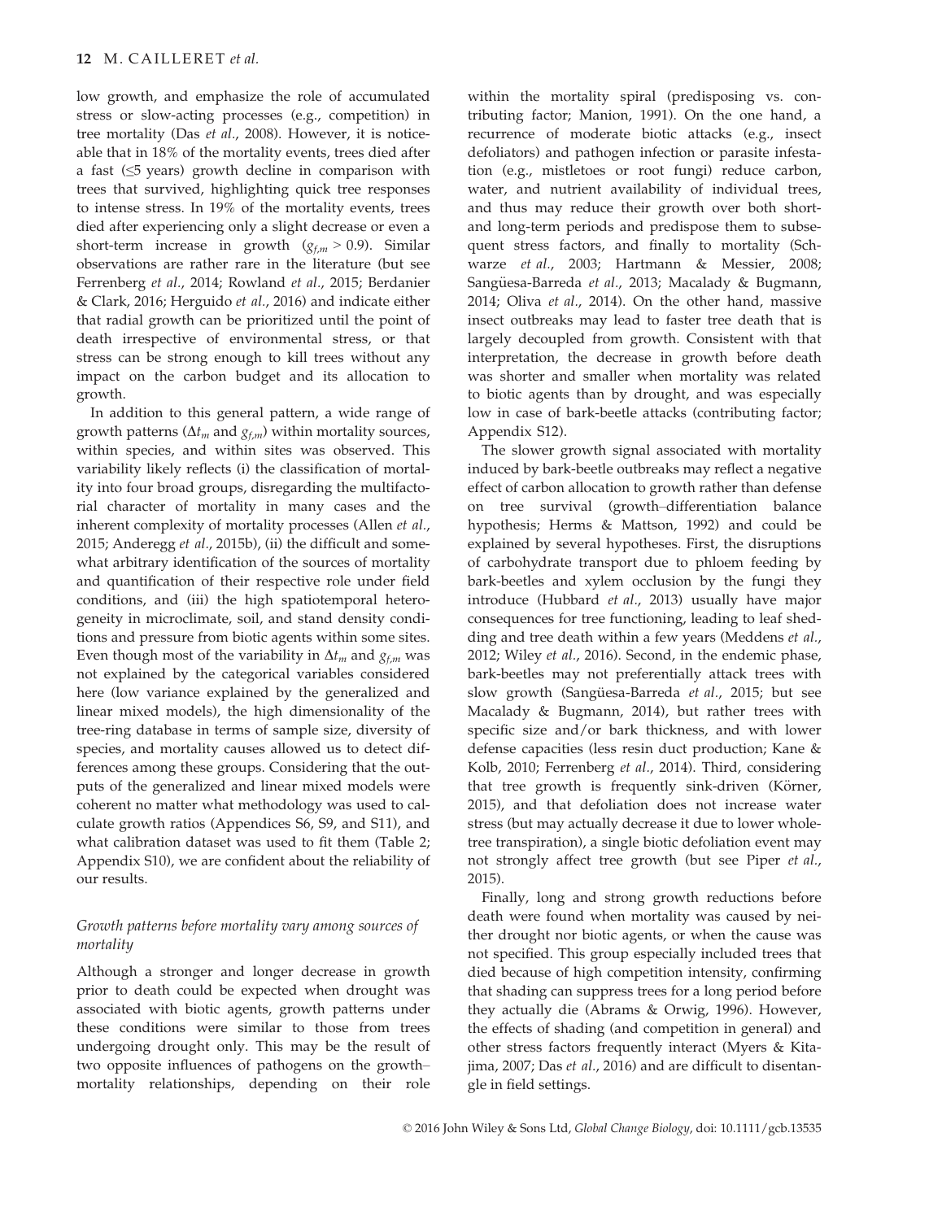low growth, and emphasize the role of accumulated stress or slow-acting processes (e.g., competition) in tree mortality (Das *et al.*, 2008). However, it is noticeable that in 18% of the mortality events, trees died after a fast (≤5 years) growth decline in comparison with trees that survived, highlighting quick tree responses to intense stress. In 19% of the mortality events, trees died after experiencing only a slight decrease or even a short-term increase in growth ($g_{f,m} > 0.9$). Similar observations are rather rare in the literature (but see Ferrenberg *et al.*, 2014; Rowland *et al.*, 2015; Berdanier & Clark, 2016; Herguido *et al.*, 2016) and indicate either that radial growth can be prioritized until the point of death irrespective of environmental stress, or that stress can be strong enough to kill trees without any impact on the carbon budget and its allocation to growth.

In addition to this general pattern, a wide range of growth patterns ($\Delta t_m$ and $g_{f,m}$) within mortality sources, within species, and within sites was observed. This variability likely reflects (i) the classification of mortality into four broad groups, disregarding the multifactorial character of mortality in many cases and the inherent complexity of mortality processes (Allen *et al.*, 2015; Anderegg *et al.*, 2015b), (ii) the difficult and somewhat arbitrary identification of the sources of mortality and quantification of their respective role under field conditions, and (iii) the high spatiotemporal heterogeneity in microclimate, soil, and stand density conditions and pressure from biotic agents within some sites. Even though most of the variability in $\Delta t_m$ and $g_{f,m}$ was not explained by the categorical variables considered here (low variance explained by the generalized and linear mixed models), the high dimensionality of the tree-ring database in terms of sample size, diversity of species, and mortality causes allowed us to detect differences among these groups. Considering that the outputs of the generalized and linear mixed models were coherent no matter what methodology was used to calculate growth ratios (Appendices S6, S9, and S11), and what calibration dataset was used to fit them (Table 2; Appendix S10), we are confident about the reliability of our results.

### *Growth patterns before mortality vary among sources of mortality*

Although a stronger and longer decrease in growth prior to death could be expected when drought was associated with biotic agents, growth patterns under these conditions were similar to those from trees undergoing drought only. This may be the result of two opposite influences of pathogens on the growth–mortality relationships, depending on their role within the mortality spiral (predisposing vs. contributing factor; Manion, 1991). On the one hand, a recurrence of moderate biotic attacks (e.g., insect defoliators) and pathogen infection or parasite infestation (e.g., mistletoes or root fungi) reduce carbon, water, and nutrient availability of individual trees, and thus may reduce their growth over both short- and long-term periods and predispose them to subsequent stress factors, and finally to mortality (Schwarze *et al.*, 2003; Hartmann & Messier, 2008; Sangüesa-Barreda *et al.*, 2013; Macalady & Bugmann, 2014; Oliva *et al.*, 2014). On the other hand, massive insect outbreaks may lead to faster tree death that is largely decoupled from growth. Consistent with that interpretation, the decrease in growth before death was shorter and smaller when mortality was related to biotic agents than by drought, and was especially low in case of bark-beetle attacks (contributing factor; Appendix S12).

The slower growth signal associated with mortality induced by bark-beetle outbreaks may reflect a negative effect of carbon allocation to growth rather than defense on tree survival (growth–differentiation balance hypothesis; Herms & Mattson, 1992) and could be explained by several hypotheses. First, the disruptions of carbohydrate transport due to phloem feeding by bark-beetles and xylem occlusion by the fungi they introduce (Hubbard *et al.*, 2013) usually have major consequences for tree functioning, leading to leaf shedding and tree death within a few years (Meddens *et al.*, 2012; Wiley *et al.*, 2016). Second, in the endemic phase, bark-beetles may not preferentially attack trees with slow growth (Sangüesa-Barreda *et al.*, 2015; but see Macalady & Bugmann, 2014), but rather trees with specific size and/or bark thickness, and with lower defense capacities (less resin duct production; Kane & Kolb, 2010; Ferrenberg *et al.*, 2014). Third, considering that tree growth is frequently sink-driven (Körner, 2015), and that defoliation does not increase water stress (but may actually decrease it due to lower whole-tree transpiration), a single biotic defoliation event may not strongly affect tree growth (but see Piper *et al.*, 2015).

Finally, long and strong growth reductions before death were found when mortality was caused by neither drought nor biotic agents, or when the cause was not specified. This group especially included trees that died because of high competition intensity, confirming that shading can suppress trees for a long period before they actually die (Abrams & Orwig, 1996). However, the effects of shading (and competition in general) and other stress factors frequently interact (Myers & Kitajima, 2007; Das *et al.*, 2016) and are difficult to disentangle in field settings.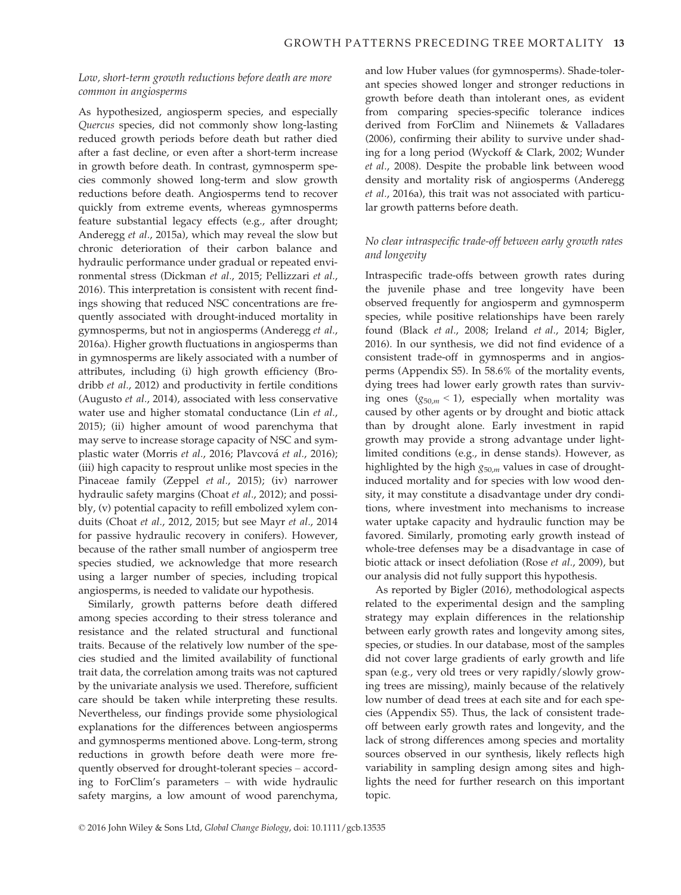### *Low, short-term growth reductions before death are more common in angiosperms*

As hypothesized, angiosperm species, and especially *Quercus* species, did not commonly show long-lasting reduced growth periods before death but rather died after a fast decline, or even after a short-term increase in growth before death. In contrast, gymnosperm species commonly showed long-term and slow growth reductions before death. Angiosperms tend to recover quickly from extreme events, whereas gymnosperms feature substantial legacy effects (e.g., after drought; Anderegg *et al.*, 2015a), which may reveal the slow but chronic deterioration of their carbon balance and hydraulic performance under gradual or repeated environmental stress (Dickman *et al.*, 2015; Pellizzari *et al.*, 2016). This interpretation is consistent with recent findings showing that reduced NSC concentrations are frequently associated with drought-induced mortality in gymnosperms, but not in angiosperms (Anderegg *et al.*, 2016a). Higher growth fluctuations in angiosperms than in gymnosperms are likely associated with a number of attributes, including (i) high growth efficiency (Brodribb *et al.*, 2012) and productivity in fertile conditions (Augusto *et al.*, 2014), associated with less conservative water use and higher stomatal conductance (Lin *et al.*, 2015); (ii) higher amount of wood parenchyma that may serve to increase storage capacity of NSC and symplastic water (Morris *et al.*, 2016; Plavcová *et al.*, 2016); (iii) high capacity to resprout unlike most species in the Pinaceae family (Zeppel *et al.*, 2015); (iv) narrower hydraulic safety margins (Choat *et al.*, 2012); and possibly, (v) potential capacity to refill embolized xylem conduits (Choat *et al.*, 2012, 2015; but see Mayr *et al.*, 2014 for passive hydraulic recovery in conifers). However, because of the rather small number of angiosperm tree species studied, we acknowledge that more research using a larger number of species, including tropical angiosperms, is needed to validate our hypothesis.

Similarly, growth patterns before death differed among species according to their stress tolerance and resistance and the related structural and functional traits. Because of the relatively low number of the species studied and the limited availability of functional trait data, the correlation among traits was not captured by the univariate analysis we used. Therefore, sufficient care should be taken while interpreting these results. Nevertheless, our findings provide some physiological explanations for the differences between angiosperms and gymnosperms mentioned above. Long-term, strong reductions in growth before death were more frequently observed for drought-tolerant species – according to ForClim's parameters – with wide hydraulic safety margins, a low amount of wood parenchyma, and low Huber values (for gymnosperms). Shade-tolerant species showed longer and stronger reductions in growth before death than intolerant ones, as evident from comparing species-specific tolerance indices derived from ForClim and Niinemets & Valladares (2006), confirming their ability to survive under shading for a long period (Wyckoff & Clark, 2002; Wunder *et al.*, 2008). Despite the probable link between wood density and mortality risk of angiosperms (Anderegg *et al.*, 2016a), this trait was not associated with particular growth patterns before death.

### *No clear intraspecific trade-off between early growth rates and longevity*

Intraspecific trade-offs between growth rates during the juvenile phase and tree longevity have been observed frequently for angiosperm and gymnosperm species, while positive relationships have been rarely found (Black *et al.*, 2008; Ireland *et al.*, 2014; Bigler, 2016). In our synthesis, we did not find evidence of a consistent trade-off in gymnosperms and in angiosperms (Appendix S5). In 58.6% of the mortality events, dying trees had lower early growth rates than surviving ones ($g_{50,m} < 1$), especially when mortality was caused by other agents or by drought and biotic attack than by drought alone. Early investment in rapid growth may provide a strong advantage under light-limited conditions (e.g., in dense stands). However, as highlighted by the high $g_{50,m}$ values in case of drought-induced mortality and for species with low wood density, it may constitute a disadvantage under dry conditions, where investment into mechanisms to increase water uptake capacity and hydraulic function may be favored. Similarly, promoting early growth instead of whole-tree defenses may be a disadvantage in case of biotic attack or insect defoliation (Rose *et al.*, 2009), but our analysis did not fully support this hypothesis.

As reported by Bigler (2016), methodological aspects related to the experimental design and the sampling strategy may explain differences in the relationship between early growth rates and longevity among sites, species, or studies. In our database, most of the samples did not cover large gradients of early growth and life span (e.g., very old trees or very rapidly/slowly growing trees are missing), mainly because of the relatively low number of dead trees at each site and for each species (Appendix S5). Thus, the lack of consistent trade-off between early growth rates and longevity, and the lack of strong differences among species and mortality sources observed in our synthesis, likely reflects high variability in sampling design among sites and highlights the need for further research on this important topic.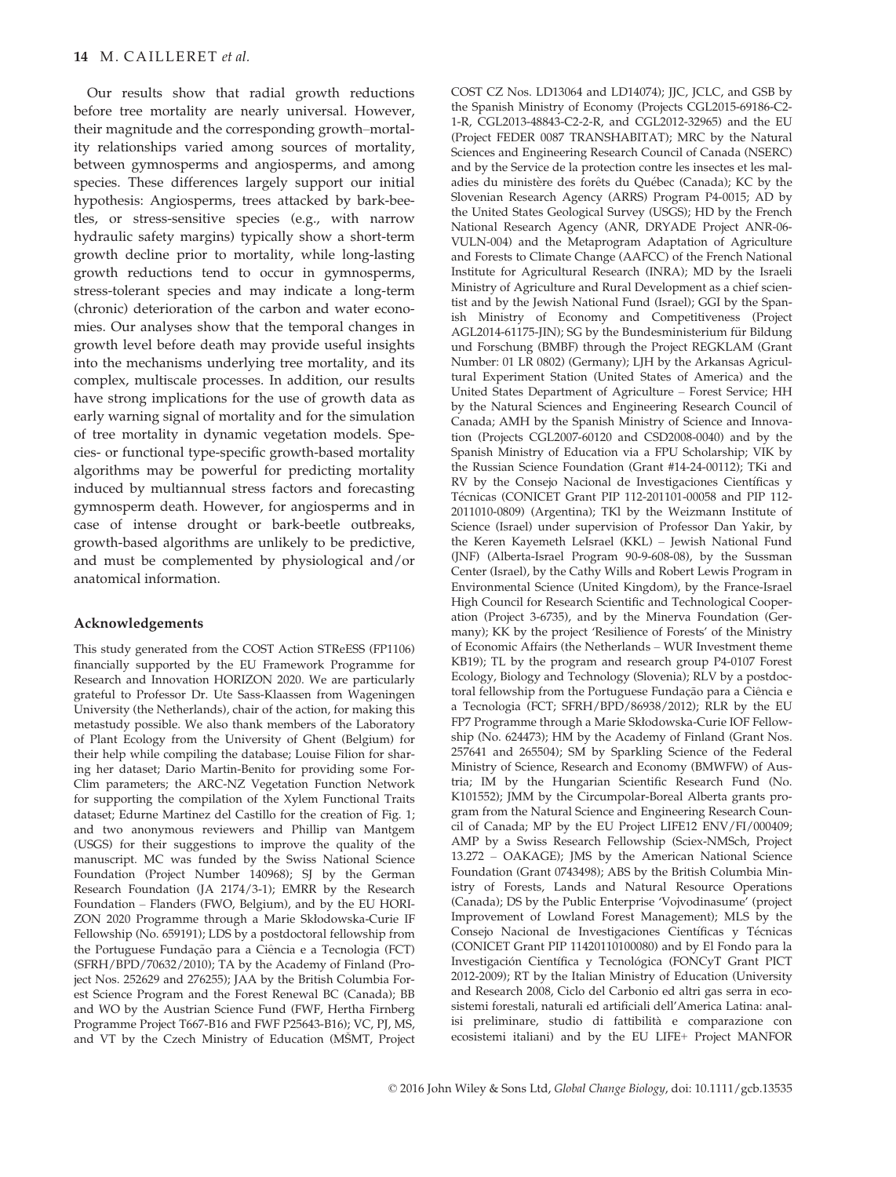Our results show that radial growth reductions before tree mortality are nearly universal. However, their magnitude and the corresponding growth–mortality relationships varied among sources of mortality, between gymnosperms and angiosperms, and among species. These differences largely support our initial hypothesis: Angiosperms, trees attacked by bark-beetles, or stress-sensitive species (e.g., with narrow hydraulic safety margins) typically show a short-term growth decline prior to mortality, while long-lasting growth reductions tend to occur in gymnosperms, stress-tolerant species and may indicate a long-term (chronic) deterioration of the carbon and water economies. Our analyses show that the temporal changes in growth level before death may provide useful insights into the mechanisms underlying tree mortality, and its complex, multiscale processes. In addition, our results have strong implications for the use of growth data as early warning signal of mortality and for the simulation of tree mortality in dynamic vegetation models. Species- or functional type-specific growth-based mortality algorithms may be powerful for predicting mortality induced by multiannual stress factors and forecasting gymnosperm death. However, for angiosperms and in case of intense drought or bark-beetle outbreaks, growth-based algorithms are unlikely to be predictive, and must be complemented by physiological and/or anatomical information.

## Acknowledgements

This study generated from the COST Action STReESS (FP1106) financially supported by the EU Framework Programme for Research and Innovation HORIZON 2020. We are particularly grateful to Professor Dr. Ute Sass-Klaassen from Wageningen University (the Netherlands), chair of the action, for making this metastudy possible. We also thank members of the Laboratory of Plant Ecology from the University of Ghent (Belgium) for their help while compiling the database; Louise Filion for sharing her dataset; Dario Martin-Benito for providing some ForClim parameters; the ARC-NZ Vegetation Function Network for supporting the compilation of the Xylem Functional Traits dataset; Edurne Martinez del Castillo for the creation of Fig. 1; and two anonymous reviewers and Phillip van Mantgem (USGS) for their suggestions to improve the quality of the manuscript. MC was funded by the Swiss National Science Foundation (Project Number 140968); SJ by the German Research Foundation (JA 2174/3-1); EMRR by the Research Foundation – Flanders (FWO, Belgium), and by the EU HORIZON 2020 Programme through a Marie Skłodowska-Curie IF Fellowship (No. 659191); LDS by a postdoctoral fellowship from the Portuguese Fundação para a Ciência e a Tecnologia (FCT) (SFRH/BPD/70632/2010); TA by the Academy of Finland (Project Nos. 252629 and 276255); JAA by the British Columbia Forest Science Program and the Forest Renewal BC (Canada); BB and WO by the Austrian Science Fund (FWF, Hertha Firnberg Programme Project T667-B16 and FWF P25643-B16); VC, PJ, MS, and VT by the Czech Ministry of Education (MŠMT, Project COST CZ Nos. LD13064 and LD14074); JJC, JCLC, and GSB by the Spanish Ministry of Economy (Projects CGL2015-69186-C2-1-R, CGL2013-48843-C2-2-R, and CGL2012-32965) and the EU (Project FEDER 0087 TRANSHABITAT); MRC by the Natural Sciences and Engineering Research Council of Canada (NSERC) and by the Service de la protection contre les insectes et les maladies du ministère des forêts du Québec (Canada); KC by the Slovenian Research Agency (ARRS) Program P4-0015; AD by the United States Geological Survey (USGS); HD by the French National Research Agency (ANR, DRYADE Project ANR-06-VULN-004) and the Metaprogram Adaptation of Agriculture and Forests to Climate Change (AAFCC) of the French National Institute for Agricultural Research (INRA); MD by the Israeli Ministry of Agriculture and Rural Development as a chief scientist and by the Jewish National Fund (Israel); GGI by the Spanish Ministry of Economy and Competitiveness (Project AGL2014-61175-JIN); SG by the Bundesministerium für Bildung und Forschung (BMBF) through the Project REGKLAM (Grant Number: 01 LR 0802) (Germany); LJH by the Arkansas Agricultural Experiment Station (United States of America) and the United States Department of Agriculture – Forest Service; HH by the Natural Sciences and Engineering Research Council of Canada; AMH by the Spanish Ministry of Science and Innovation (Projects CGL2007-60120 and CSD2008-0040) and by the Spanish Ministry of Education via a FPU Scholarship; VIK by the Russian Science Foundation (Grant #14-24-00112); TKi and RV by the Consejo Nacional de Investigaciones Científicas y Técnicas (CONICET Grant PIP 112-201101-00058 and PIP 112-2011010-0809) (Argentina); TKl by the Weizmann Institute of Science (Israel) under supervision of Professor Dan Yakir, by the Keren Kayemeth LeIsrael (KKL) – Jewish National Fund (JNF) (Alberta-Israel Program 90-9-608-08), by the Sussman Center (Israel), by the Cathy Wills and Robert Lewis Program in Environmental Science (United Kingdom), by the France-Israel High Council for Research Scientific and Technological Cooperation (Project 3-6735), and by the Minerva Foundation (Germany); KK by the project 'Resilience of Forests' of the Ministry of Economic Affairs (the Netherlands – WUR Investment theme KB19); TL by the program and research group P4-0107 Forest Ecology, Biology and Technology (Slovenia); RLV by a postdoctoral fellowship from the Portuguese Fundação para a Ciência e a Tecnologia (FCT; SFRH/BPD/86938/2012); RLR by the EU FP7 Programme through a Marie Skłodowska-Curie IOF Fellowship (No. 624473); HM by the Academy of Finland (Grant Nos. 257641 and 265504); SM by Sparkling Science of the Federal Ministry of Science, Research and Economy (BMWFW) of Austria; IM by the Hungarian Scientific Research Fund (No. K101552); JMM by the Circumpolar-Boreal Alberta grants program from the Natural Science and Engineering Research Council of Canada; MP by the EU Project LIFE12 ENV/FI/000409; AMP by a Swiss Research Fellowship (Sciex-NMSch, Project 13.272 – OAKAGE); JMS by the American National Science Foundation (Grant 0743498); ABS by the British Columbia Ministry of Forests, Lands and Natural Resource Operations (Canada); DS by the Public Enterprise 'Vojvodinasume' (project Improvement of Lowland Forest Management); MLS by the Consejo Nacional de Investigaciones Científicas y Técnicas (CONICET Grant PIP 11420110100080) and by El Fondo para la Investigación Científica y Tecnológica (FONCyT Grant PICT 2012-2009); RT by the Italian Ministry of Education (University and Research 2008, Ciclo del Carbonio ed altri gas serra in ecosistemi forestali, naturali ed artificiali dell'America Latina: analisi preliminare, studio di fattibilità e comparazione con ecosistemi italiani) and by the EU LIFE+ Project MANFOR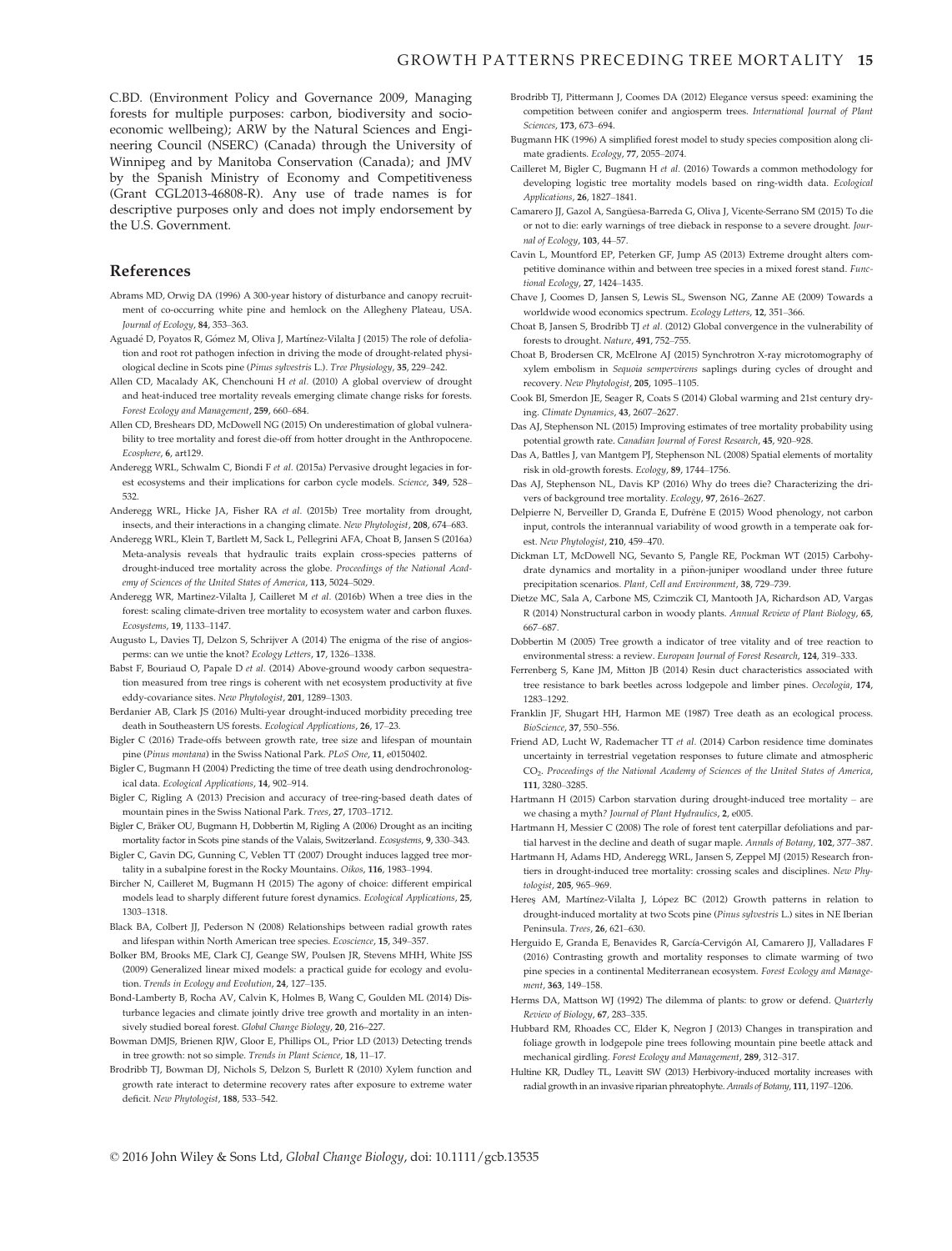C.BD. (Environment Policy and Governance 2009, Managing forests for multiple purposes: carbon, biodiversity and socio-economic wellbeing); ARW by the Natural Sciences and Engineering Council (NSERC) (Canada) through the University of Winnipeg and by Manitoba Conservation (Canada); and JMV by the Spanish Ministry of Economy and Competitiveness (Grant CGL2013-46808-R). Any use of trade names is for descriptive purposes only and does not imply endorsement by the U.S. Government.

## References

Abrams MD, Orwig DA (1996) A 300-year history of disturbance and canopy recruitment of co-occurring white pine and hemlock on the Allegheny Plateau, USA. *Journal of Ecology*, **84**, 353–363.

Aguadé D, Poyatos R, Gómez M, Oliva J, Martínez-Vilalta J (2015) The role of defoliation and root rot pathogen infection in driving the mode of drought-related physiological decline in Scots pine (*Pinus sylvestris* L.). *Tree Physiology*, **35**, 229–242.

Allen CD, Macalady AK, Chenchouni H *et al.* (2010) A global overview of drought and heat-induced tree mortality reveals emerging climate change risks for forests. *Forest Ecology and Management*, **259**, 660–684.

Allen CD, Breshears DD, McDowell NG (2015) On underestimation of global vulnerability to tree mortality and forest die-off from hotter drought in the Anthropocene. *Ecosphere*, **6**, art129.

Anderegg WRL, Schwalm C, Biondi F *et al.* (2015a) Pervasive drought legacies in forest ecosystems and their implications for carbon cycle models. *Science*, **349**, 528–532.

Anderegg WRL, Hicke JA, Fisher RA *et al.* (2015b) Tree mortality from drought, insects, and their interactions in a changing climate. *New Phytologist*, **208**, 674–683.

Anderegg WRL, Klein T, Bartlett M, Sack L, Pellegrini AFA, Choat B, Jansen S (2016a) Meta-analysis reveals that hydraulic traits explain cross-species patterns of drought-induced tree mortality across the globe. *Proceedings of the National Academy of Sciences of the United States of America*, **113**, 5024–5029.

Anderegg WR, Martinez-Vilalta J, Cailleret M *et al.* (2016b) When a tree dies in the forest: scaling climate-driven tree mortality to ecosystem water and carbon fluxes. *Ecosystems*, **19**, 1133–1147.

Augusto L, Davies TJ, Delzon S, Schrijver A (2014) The enigma of the rise of angiosperms: can we untie the knot? *Ecology Letters*, **17**, 1326–1338.

Babst F, Bouriaud O, Papale D *et al.* (2014) Above-ground woody carbon sequestration measured from tree rings is coherent with net ecosystem productivity at five eddy-covariance sites. *New Phytologist*, **201**, 1289–1303.

Berdanier AB, Clark JS (2016) Multi-year drought-induced morbidity preceding tree death in Southeastern US forests. *Ecological Applications*, **26**, 17–23.

Bigler C (2016) Trade-offs between growth rate, tree size and lifespan of mountain pine (*Pinus montana*) in the Swiss National Park. *PLoS One*, **11**, e0150402.

Bigler C, Bugmann H (2004) Predicting the time of tree death using dendrochronological data. *Ecological Applications*, **14**, 902–914.

Bigler C, Rigling A (2013) Precision and accuracy of tree-ring-based death dates of mountain pines in the Swiss National Park. *Trees*, **27**, 1703–1712.

Bigler C, Bräker OU, Bugmann H, Dobbertin M, Rigling A (2006) Drought as an inciting mortality factor in Scots pine stands of the Valais, Switzerland. *Ecosystems*, **9**, 330–343.

Bigler C, Gavin DG, Gunning C, Veblen TT (2007) Drought induces lagged tree mortality in a subalpine forest in the Rocky Mountains. *Oikos*, **116**, 1983–1994.

Bircher N, Cailleret M, Bugmann H (2015) The agony of choice: different empirical models lead to sharply different future forest dynamics. *Ecological Applications*, **25**, 1303–1318.

Black BA, Colbert JJ, Pederson N (2008) Relationships between radial growth rates and lifespan within North American tree species. *Ecoscience*, **15**, 349–357.

Bolker BM, Brooks ME, Clark CJ, Geange SW, Poulsen JR, Stevens MHH, White JSS (2009) Generalized linear mixed models: a practical guide for ecology and evolution. *Trends in Ecology and Evolution*, **24**, 127–135.

Bond-Lamberty B, Rocha AV, Calvin K, Holmes B, Wang C, Goulden ML (2014) Disturbance legacies and climate jointly drive tree growth and mortality in an intensively studied boreal forest. *Global Change Biology*, **20**, 216–227.

Bowman DMJS, Brienen RJW, Gloor E, Phillips OL, Prior LD (2013) Detecting trends in tree growth: not so simple. *Trends in Plant Science*, **18**, 11–17.

Brodribb TJ, Bowman DJ, Nichols S, Delzon S, Burlett R (2010) Xylem function and growth rate interact to determine recovery rates after exposure to extreme water deficit. *New Phytologist*, **188**, 533–542.

Brodribb TJ, Pittermann J, Coomes DA (2012) Elegance versus speed: examining the competition between conifer and angiosperm trees. *International Journal of Plant Sciences*, **173**, 673–694.

Bugmann HK (1996) A simplified forest model to study species composition along climate gradients. *Ecology*, **77**, 2055–2074.

Cailleret M, Bigler C, Bugmann H *et al.* (2016) Towards a common methodology for developing logistic tree mortality models based on ring-width data. *Ecological Applications*, **26**, 1827–1841.

Camarero JJ, Gazol A, Sangüesa-Barreda G, Oliva J, Vicente-Serrano SM (2015) To die or not to die: early warnings of tree dieback in response to a severe drought. *Journal of Ecology*, **103**, 44–57.

Cavin L, Mountford EP, Peterken GF, Jump AS (2013) Extreme drought alters competitive dominance within and between tree species in a mixed forest stand. *Functional Ecology*, **27**, 1424–1435.

Chave J, Coomes D, Jansen S, Lewis SL, Swenson NG, Zanne AE (2009) Towards a worldwide wood economics spectrum. *Ecology Letters*, **12**, 351–366.

Choat B, Jansen S, Brodribb TJ *et al.* (2012) Global convergence in the vulnerability of forests to drought. *Nature*, **491**, 752–755.

Choat B, Brodersen CR, McElrone AJ (2015) Synchrotron X-ray microtomography of xylem embolism in *Sequoia sempervirens* saplings during cycles of drought and recovery. *New Phytologist*, **205**, 1095–1105.

Cook BI, Smerdon JE, Seager R, Coats S (2014) Global warming and 21st century drying. *Climate Dynamics*, **43**, 2607–2627.

Das AJ, Stephenson NL (2015) Improving estimates of tree mortality probability using potential growth rate. *Canadian Journal of Forest Research*, **45**, 920–928.

Das A, Battles J, van Mantgem PJ, Stephenson NL (2008) Spatial elements of mortality risk in old-growth forests. *Ecology*, **89**, 1744–1756.

Das AJ, Stephenson NL, Davis KP (2016) Why do trees die? Characterizing the drivers of background tree mortality. *Ecology*, **97**, 2616–2627.

Delpierre N, Berveiller D, Granda E, Dufrêne E (2015) Wood phenology, not carbon input, controls the interannual variability of wood growth in a temperate oak forest. *New Phytologist*, **210**, 459–470.

Dickman LT, McDowell NG, Sevanto S, Pangle RE, Pockman WT (2015) Carbohydrate dynamics and mortality in a piñon-juniper woodland under three future precipitation scenarios. *Plant, Cell and Environment*, **38**, 729–739.

Dietze MC, Sala A, Carbone MS, Czimczik CI, Mantooth JA, Richardson AD, Vargas R (2014) Nonstructural carbon in woody plants. *Annual Review of Plant Biology*, **65**, 667–687.

Dobbertin M (2005) Tree growth a indicator of tree vitality and of tree reaction to environmental stress: a review. *European Journal of Forest Research*, **124**, 319–333.

Ferrenberg S, Kane JM, Mitton JB (2014) Resin duct characteristics associated with tree resistance to bark beetles across lodgepole and limber pines. *Oecologia*, **174**, 1283–1292.

Franklin JF, Shugart HH, Harmon ME (1987) Tree death as an ecological process. *BioScience*, **37**, 550–556.

Friend AD, Lucht W, Rademacher TT *et al.* (2014) Carbon residence time dominates uncertainty in terrestrial vegetation responses to future climate and atmospheric $CO_2$. *Proceedings of the National Academy of Sciences of the United States of America*, **111**, 3280–3285.

Hartmann H (2015) Carbon starvation during drought-induced tree mortality – are we chasing a myth? *Journal of Plant Hydraulics*, **2**, e005.

Hartmann H, Messier C (2008) The role of forest tent caterpillar defoliations and partial harvest in the decline and death of sugar maple. *Annals of Botany*, **102**, 377–387.

Hartmann H, Adams HD, Anderegg WRL, Jansen S, Zeppel MJ (2015) Research frontiers in drought-induced tree mortality: crossing scales and disciplines. *New Phytologist*, **205**, 965–969.

Hereş AM, Martínez-Vilalta J, López BC (2012) Growth patterns in relation to drought-induced mortality at two Scots pine (*Pinus sylvestris* L.) sites in NE Iberian Peninsula. *Trees*, **26**, 621–630.

Herguido E, Granda E, Benavides R, García-Cervigón AI, Camarero JJ, Valladares F (2016) Contrasting growth and mortality responses to climate warming of two pine species in a continental Mediterranean ecosystem. *Forest Ecology and Management*, **363**, 149–158.

Herms DA, Mattson WJ (1992) The dilemma of plants: to grow or defend. *Quarterly Review of Biology*, **67**, 283–335.

Hubbard RM, Rhoades CC, Elder K, Negron J (2013) Changes in transpiration and foliage growth in lodgepole pine trees following mountain pine beetle attack and mechanical girdling. *Forest Ecology and Management*, **289**, 312–317.

Hultine KR, Dudley TL, Leavitt SW (2013) Herbivory-induced mortality increases with radial growth in an invasive riparian phreatophyte. *Annals of Botany*, **111**, 1197–1206.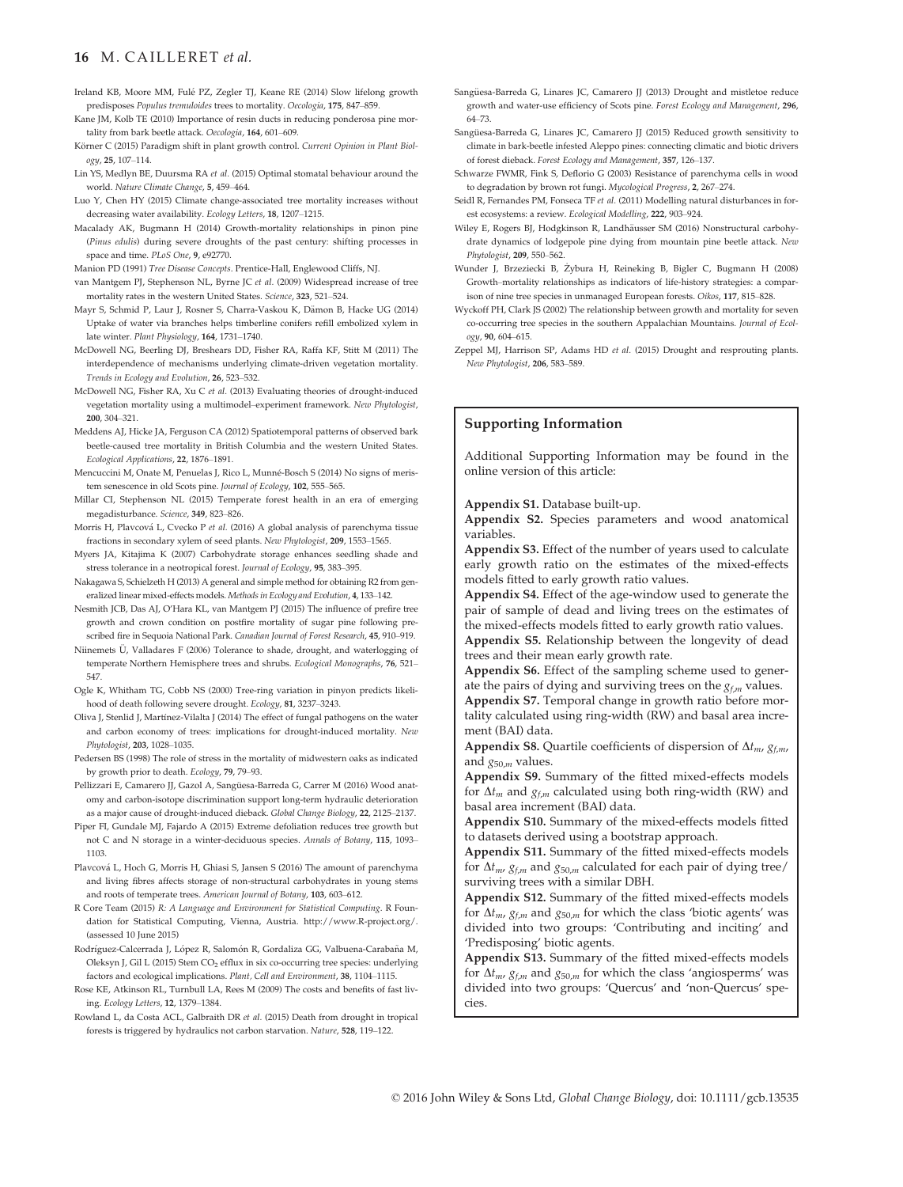Ireland KB, Moore MM, Fulé PZ, Zegler TJ, Keane RE (2014) Slow lifelong growth predisposes *Populus tremuloides* trees to mortality. *Oecologia*, **175**, 847–859.

Kane JM, Kolb TE (2010) Importance of resin ducts in reducing ponderosa pine mortality from bark beetle attack. *Oecologia*, **164**, 601–609.

Körner C (2015) Paradigm shift in plant growth control. *Current Opinion in Plant Biology*, **25**, 107–114.

Lin YS, Medlyn BE, Duursma RA *et al.* (2015) Optimal stomatal behaviour around the world. *Nature Climate Change*, **5**, 459–464.

Luo Y, Chen HY (2015) Climate change-associated tree mortality increases without decreasing water availability. *Ecology Letters*, **18**, 1207–1215.

Macalady AK, Bugmann H (2014) Growth-mortality relationships in pinon pine (*Pinus edulis*) during severe droughts of the past century: shifting processes in space and time. *PLoS One*, **9**, e92770.

Manion PD (1991) *Tree Disease Concepts*. Prentice-Hall, Englewood Cliffs, NJ.

van Mantgem PJ, Stephenson NL, Byrne JC *et al.* (2009) Widespread increase of tree mortality rates in the western United States. *Science*, **323**, 521–524.

Mayr S, Schmid P, Laur J, Rosner S, Charra-Vaskou K, Dämon B, Hacke UG (2014) Uptake of water via branches helps timberline conifers refill embolized xylem in late winter. *Plant Physiology*, **164**, 1731–1740.

McDowell NG, Beerling DJ, Breshears DD, Fisher RA, Raffa KF, Stitt M (2011) The interdependence of mechanisms underlying climate-driven vegetation mortality. *Trends in Ecology and Evolution*, **26**, 523–532.

McDowell NG, Fisher RA, Xu C *et al.* (2013) Evaluating theories of drought-induced vegetation mortality using a multimodel–experiment framework. *New Phytologist*, **200**, 304–321.

Meddens AJ, Hicke JA, Ferguson CA (2012) Spatiotemporal patterns of observed bark beetle-caused tree mortality in British Columbia and the western United States. *Ecological Applications*, **22**, 1876–1891.

Mencuccini M, Onate M, Penuelas J, Rico L, Munné-Bosch S (2014) No signs of meristem senescence in old Scots pine. *Journal of Ecology*, **102**, 555–565.

Millar CI, Stephenson NL (2015) Temperate forest health in an era of emerging megadisturbance. *Science*, **349**, 823–826.

Morris H, Plavcová L, Cvecko P *et al.* (2016) A global analysis of parenchyma tissue fractions in secondary xylem of seed plants. *New Phytologist*, **209**, 1553–1565.

Myers JA, Kitajima K (2007) Carbohydrate storage enhances seedling shade and stress tolerance in a neotropical forest. *Journal of Ecology*, **95**, 383–395.

Nakagawa S, Schielzeth H (2013) A general and simple method for obtaining R2 from generalized linear mixed-effects models. *Methods in Ecology and Evolution*, **4**, 133–142.

Nesmith JCB, Das AJ, O'Hara KL, van Mantgem PJ (2015) The influence of prefire tree growth and crown condition on postfire mortality of sugar pine following prescribed fire in Sequoia National Park. *Canadian Journal of Forest Research*, **45**, 910–919.

Niinemets Ü, Valladares F (2006) Tolerance to shade, drought, and waterlogging of temperate Northern Hemisphere trees and shrubs. *Ecological Monographs*, **76**, 521–547.

Ogle K, Whitham TG, Cobb NS (2000) Tree-ring variation in pinyon predicts likelihood of death following severe drought. *Ecology*, **81**, 3237–3243.

Oliva J, Stenlid J, Martínez-Vilalta J (2014) The effect of fungal pathogens on the water and carbon economy of trees: implications for drought-induced mortality. *New Phytologist*, **203**, 1028–1035.

Pedersen BS (1998) The role of stress in the mortality of midwestern oaks as indicated by growth prior to death. *Ecology*, **79**, 79–93.

Pellizzari E, Camarero JJ, Gazol A, Sangüesa-Barreda G, Carrer M (2016) Wood anatomy and carbon-isotope discrimination support long-term hydraulic deterioration as a major cause of drought-induced dieback. *Global Change Biology*, **22**, 2125–2137.

Piper FI, Gundale MJ, Fajardo A (2015) Extreme defoliation reduces tree growth but not C and N storage in a winter-deciduous species. *Annals of Botany*, **115**, 1093–1103.

Plavcová L, Hoch G, Morris H, Ghiasi S, Jansen S (2016) The amount of parenchyma and living fibres affects storage of non-structural carbohydrates in young stems and roots of temperate trees. *American Journal of Botany*, **103**, 603–612.

R Core Team (2015) *R: A Language and Environment for Statistical Computing*. R Foundation for Statistical Computing, Vienna, Austria. http://www.R-project.org/. (assessed 10 June 2015)

Rodríguez-Calcerrada J, López R, Salomón R, Gordaliza GG, Valbuena-Carabaña M, Oleksyn J, Gil L (2015) Stem $CO_2$ efflux in six co-occurring tree species: underlying factors and ecological implications. *Plant, Cell and Environment*, **38**, 1104–1115.

Rose KE, Atkinson RL, Turnbull LA, Rees M (2009) The costs and benefits of fast living. *Ecology Letters*, **12**, 1379–1384.

Rowland L, da Costa ACL, Galbraith DR *et al.* (2015) Death from drought in tropical forests is triggered by hydraulics not carbon starvation. *Nature*, **528**, 119–122.

Sangüesa-Barreda G, Linares JC, Camarero JJ (2013) Drought and mistletoe reduce growth and water-use efficiency of Scots pine. *Forest Ecology and Management*, **296**, 64–73.

Sangüesa-Barreda G, Linares JC, Camarero JJ (2015) Reduced growth sensitivity to climate in bark-beetle infested Aleppo pines: connecting climatic and biotic drivers of forest dieback. *Forest Ecology and Management*, **357**, 126–137.

Schwarze FWMR, Fink S, Deflorio G (2003) Resistance of parenchyma cells in wood to degradation by brown rot fungi. *Mycological Progress*, **2**, 267–274.

Seidl R, Fernandes PM, Fonseca TF *et al.* (2011) Modelling natural disturbances in forest ecosystems: a review. *Ecological Modelling*, **222**, 903–924.

Wiley E, Rogers BJ, Hodgkinson R, Landhäusser SM (2016) Nonstructural carbohydrate dynamics of lodgepole pine dying from mountain pine beetle attack. *New Phytologist*, **209**, 550–562.

Wunder J, Brzeziecki B, Żybura H, Reineking B, Bigler C, Bugmann H (2008) Growth–mortality relationships as indicators of life-history strategies: a comparison of nine tree species in unmanaged European forests. *Oikos*, **117**, 815–828.

Wyckoff PH, Clark JS (2002) The relationship between growth and mortality for seven co-occurring tree species in the southern Appalachian Mountains. *Journal of Ecology*, **90**, 604–615.

Zeppel MJ, Harrison SP, Adams HD *et al.* (2015) Drought and resprouting plants. *New Phytologist*, **206**, 583–589.

## Supporting Information

Additional Supporting Information may be found in the online version of this article:

**Appendix S1.** Database built-up.

**Appendix S2.** Species parameters and wood anatomical variables.

**Appendix S3.** Effect of the number of years used to calculate early growth ratio on the estimates of the mixed-effects models fitted to early growth ratio values.

**Appendix S4.** Effect of the age-window used to generate the pair of sample of dead and living trees on the estimates of the mixed-effects models fitted to early growth ratio values.

**Appendix S5.** Relationship between the longevity of dead trees and their mean early growth rate.

**Appendix S6.** Effect of the sampling scheme used to generate the pairs of dying and surviving trees on the $g_{f,m}$ values.

**Appendix S7.** Temporal change in growth ratio before mortality calculated using ring-width (RW) and basal area increment (BAI) data.

**Appendix S8.** Quartile coefficients of dispersion of $\Delta t_m$, $g_{f,m}$, and $g_{50,m}$ values.

**Appendix S9.** Summary of the fitted mixed-effects models for $\Delta t_m$ and $g_{f,m}$ calculated using both ring-width (RW) and basal area increment (BAI) data.

**Appendix S10.** Summary of the mixed-effects models fitted to datasets derived using a bootstrap approach.

**Appendix S11.** Summary of the fitted mixed-effects models for $\Delta t_m$, $g_{f,m}$ and $g_{50,m}$ calculated for each pair of dying tree/surviving trees with a similar DBH.

**Appendix S12.** Summary of the fitted mixed-effects models for $\Delta t_m$, $g_{f,m}$ and $g_{50,m}$ for which the class 'biotic agents' was divided into two groups: 'Contributing and inciting' and 'Predisposing' biotic agents.

**Appendix S13.** Summary of the fitted mixed-effects models for $\Delta t_m$, $g_{f,m}$ and $g_{50,m}$ for which the class 'angiosperms' was divided into two groups: 'Quercus' and 'non-Quercus' species.